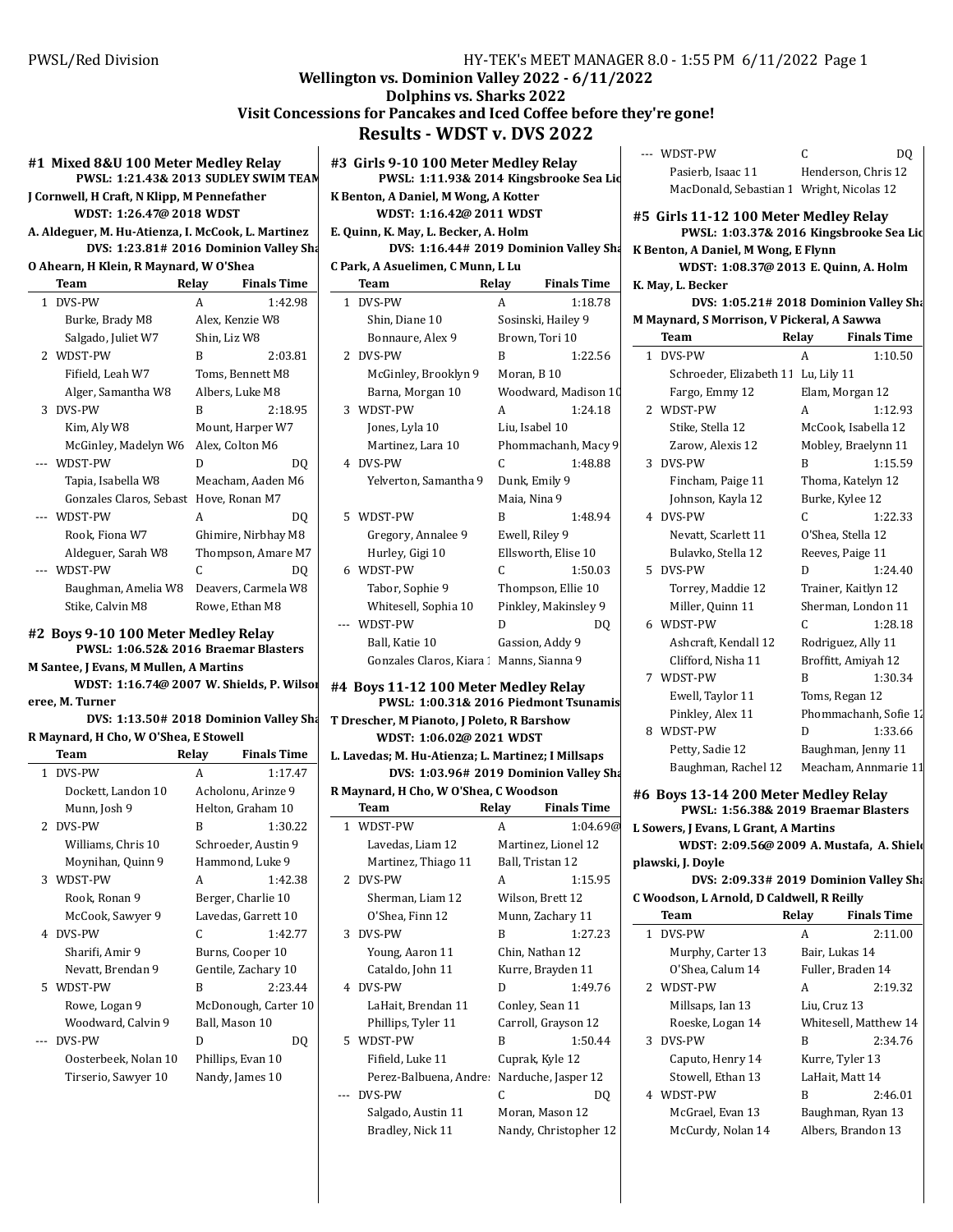**Wellington vs. Dominion Valley 2022 - 6/11/2022**
**Dolphins vs. Sharks 2022**
**Visit Concessions for Pancakes and Iced Coffee before they're gone!**

# Results - WDST v. DVS 2022

## #1 Mixed 8&U 100 Meter Medley Relay

PWSL: 1:21.43& 2013 SUDLEY SWIM TEAM
J Cornwell, H Craft, N Klipp, M Pennefather
WDST: 1:26.47@ 2018 WDST
A. Aldeguer, M. Hu-Atienza, I. McCook, L. Martinez
DVS: 1:23.81# 2016 Dominion Valley Sha
O Ahearn, H Klein, R Maynard, W O'Shea

| | Team | Relay | Finals Time |
|---|---|---|---|
| 1 | DVS-PW | A | 1:42.98 |
| | Burke, Brady M8 | Alex, Kenzie W8 | |
| | Salgado, Juliet W7 | Shin, Liz W8 | |
| 2 | WDST-PW | B | 2:03.81 |
| | Fifield, Leah W7 | Toms, Bennett M8 | |
| | Alger, Samantha W8 | Albers, Luke M8 | |
| 3 | DVS-PW | B | 2:18.95 |
| | Kim, Aly W8 | Mount, Harper W7 | |
| | McGinley, Madelyn W6 | Alex, Colton M6 | |
| --- | WDST-PW | D | DQ |
| | Tapia, Isabella W8 | Meacham, Aaden M6 | |
| | Gonzales Claros, Sebast | Hove, Ronan M7 | |
| --- | WDST-PW | A | DQ |
| | Rook, Fiona W7 | Ghimire, Nirbhay M8 | |
| | Aldeguer, Sarah W8 | Thompson, Amare M7 | |
| --- | WDST-PW | C | DQ |
| | Baughman, Amelia W8 | Deavers, Carmela W8 | |
| | Stike, Calvin M8 | Rowe, Ethan M8 | |

## #2 Boys 9-10 100 Meter Medley Relay

PWSL: 1:06.52& 2016 Braemar Blasters
M Santee, J Evans, M Mullen, A Martins
WDST: 1:16.74@ 2007 W. Shields, P. Wilson, eree, M. Turner
DVS: 1:13.50# 2018 Dominion Valley Sha
R Maynard, H Cho, W O'Shea, E Stowell

| | Team | Relay | Finals Time |
|---|---|---|---|
| 1 | DVS-PW | A | 1:17.47 |
| | Dockett, Landon 10 | Acholonu, Arinze 9 | |
| | Munn, Josh 9 | Helton, Graham 10 | |
| 2 | DVS-PW | B | 1:30.22 |
| | Williams, Chris 10 | Schroeder, Austin 9 | |
| | Moynihan, Quinn 9 | Hammond, Luke 9 | |
| 3 | WDST-PW | A | 1:42.38 |
| | Rook, Ronan 9 | Berger, Charlie 10 | |
| | McCook, Sawyer 9 | Lavedas, Garrett 10 | |
| 4 | DVS-PW | C | 1:42.77 |
| | Sharifi, Amir 9 | Burns, Cooper 10 | |
| | Nevatt, Brendan 9 | Gentile, Zachary 10 | |
| 5 | WDST-PW | B | 2:23.44 |
| | Rowe, Logan 9 | McDonough, Carter 10 | |
| | Woodward, Calvin 9 | Ball, Mason 10 | |
| --- | DVS-PW | D | DQ |
| | Oosterbeek, Nolan 10 | Phillips, Evan 10 | |
| | Tirserio, Sawyer 10 | Nandy, James 10 | |

## #3 Girls 9-10 100 Meter Medley Relay

PWSL: 1:11.93& 2014 Kingsbrooke Sea Lio
K Benton, A Daniel, M Wong, A Kotter
WDST: 1:16.42@ 2011 WDST
E. Quinn, K. May, L. Becker, A. Holm
DVS: 1:16.44# 2019 Dominion Valley Sha
C Park, A Asuelimen, C Munn, L Lu

| | Team | Relay | Finals Time |
|---|---|---|---|
| 1 | DVS-PW | A | 1:18.78 |
| | Shin, Diane 10 | Sosinski, Hailey 9 | |
| | Bonnaure, Alex 9 | Brown, Tori 10 | |
| 2 | DVS-PW | B | 1:22.56 |
| | McGinley, Brooklyn 9 | Moran, B 10 | |
| | Barna, Morgan 10 | Woodward, Madison 10 | |
| 3 | WDST-PW | A | 1:24.18 |
| | Jones, Lyla 10 | Liu, Isabel 10 | |
| | Martinez, Lara 10 | Phommachanh, Macy 9 | |
| 4 | DVS-PW | C | 1:48.88 |
| | Yelverton, Samantha 9 | Dunk, Emily 9 | |
| | | Maia, Nina 9 | |
| 5 | WDST-PW | B | 1:48.94 |
| | Gregory, Annalee 9 | Ewell, Riley 9 | |
| | Hurley, Gigi 10 | Ellsworth, Elise 10 | |
| 6 | WDST-PW | C | 1:50.03 |
| | Tabor, Sophie 9 | Thompson, Ellie 10 | |
| | Whitesell, Sophia 10 | Pinkley, Makinsley 9 | |
| --- | WDST-PW | D | DQ |
| | Ball, Katie 10 | Gassion, Addy 9 | |
| | Gonzales Claros, Kiara 1 | Manns, Sianna 9 | |

## #4 Boys 11-12 100 Meter Medley Relay

PWSL: 1:00.31& 2016 Piedmont Tsunamis
T Drescher, M Pianoto, J Poleto, R Barshow
WDST: 1:06.02@ 2021 WDST
L. Lavedas; M. Hu-Atienza; L. Martinez; I Millsaps
DVS: 1:03.96# 2019 Dominion Valley Sha
R Maynard, H Cho, W O'Shea, C Woodson

| | Team | Relay | Finals Time |
|---|---|---|---|
| 1 | WDST-PW | A | 1:04.69@ |
| | Lavedas, Liam 12 | Martinez, Lionel 12 | |
| | Martinez, Thiago 11 | Ball, Tristan 12 | |
| 2 | DVS-PW | A | 1:15.95 |
| | Sherman, Liam 12 | Wilson, Brett 12 | |
| | O'Shea, Finn 12 | Munn, Zachary 11 | |
| 3 | DVS-PW | B | 1:27.23 |
| | Young, Aaron 11 | Chin, Nathan 12 | |
| | Cataldo, John 11 | Kurre, Brayden 11 | |
| 4 | DVS-PW | D | 1:49.76 |
| | LaHait, Brendan 11 | Conley, Sean 11 | |
| | Phillips, Tyler 11 | Carroll, Grayson 12 | |
| 5 | WDST-PW | B | 1:50.44 |
| | Fifield, Luke 11 | Cuprak, Kyle 12 | |
| | Perez-Balbuena, Andres | Narduche, Jasper 12 | |
| --- | DVS-PW | C | DQ |
| | Salgado, Austin 11 | Moran, Mason 12 | |
| | Bradley, Nick 11 | Nandy, Christopher 12 | |
| --- | WDST-PW | C | DQ |
| | Pasierb, Isaac 11 | Henderson, Chris 12 | |
| | MacDonald, Sebastian 1 | Wright, Nicolas 12 | |

## #5 Girls 11-12 100 Meter Medley Relay

PWSL: 1:03.37& 2016 Kingsbrooke Sea Lio
K Benton, A Daniel, M Wong, E Flynn
WDST: 1:08.37@ 2013 E. Quinn, A. Holm
K. May, L. Becker
DVS: 1:05.21# 2018 Dominion Valley Sha
M Maynard, S Morrison, V Pickeral, A Sawwa

| | Team | Relay | Finals Time |
|---|---|---|---|
| 1 | DVS-PW | A | 1:10.50 |
| | Schroeder, Elizabeth 11 | Lu, Lily 11 | |
| | Fargo, Emmy 12 | Elam, Morgan 12 | |
| 2 | WDST-PW | A | 1:12.93 |
| | Stike, Stella 12 | McCook, Isabella 12 | |
| | Zarow, Alexis 12 | Mobley, Braelynn 11 | |
| 3 | DVS-PW | B | 1:15.59 |
| | Fincham, Paige 11 | Thoma, Katelyn 12 | |
| | Johnson, Kayla 12 | Burke, Kylee 12 | |
| 4 | DVS-PW | C | 1:22.33 |
| | Nevatt, Scarlett 11 | O'Shea, Stella 12 | |
| | Bulavko, Stella 12 | Reeves, Paige 11 | |
| 5 | DVS-PW | D | 1:24.40 |
| | Torrey, Maddie 12 | Trainer, Kaitlyn 12 | |
| | Miller, Quinn 11 | Sherman, London 11 | |
| 6 | WDST-PW | C | 1:28.18 |
| | Ashcraft, Kendall 12 | Rodriguez, Ally 11 | |
| | Clifford, Nisha 11 | Broffitt, Amiyah 12 | |
| 7 | WDST-PW | B | 1:30.34 |
| | Ewell, Taylor 11 | Toms, Regan 12 | |
| | Pinkley, Alex 11 | Phommachanh, Sofie 12 | |
| 8 | WDST-PW | D | 1:33.66 |
| | Petty, Sadie 12 | Baughman, Jenny 11 | |
| | Baughman, Rachel 12 | Meacham, Annmarie 11 | |

## #6 Boys 13-14 200 Meter Medley Relay

PWSL: 1:56.38& 2019 Braemar Blasters
L Sowers, J Evans, L Grant, A Martins
WDST: 2:09.56@ 2009 A. Mustafa, A. Shield plawski, J. Doyle
DVS: 2:09.33# 2019 Dominion Valley Sha
C Woodson, L Arnold, D Caldwell, R Reilly

| | Team | Relay | Finals Time |
|---|---|---|---|
| 1 | DVS-PW | A | 2:11.00 |
| | Murphy, Carter 13 | Bair, Lukas 14 | |
| | O'Shea, Calum 14 | Fuller, Braden 14 | |
| 2 | WDST-PW | A | 2:19.32 |
| | Millsaps, Ian 13 | Liu, Cruz 13 | |
| | Roeske, Logan 14 | Whitesell, Matthew 14 | |
| 3 | DVS-PW | B | 2:34.76 |
| | Caputo, Henry 14 | Kurre, Tyler 13 | |
| | Stowell, Ethan 13 | LaHait, Matt 14 | |
| 4 | WDST-PW | B | 2:46.01 |
| | McGrael, Evan 13 | Baughman, Ryan 13 | |
| | McCurdy, Nolan 14 | Albers, Brandon 13 | |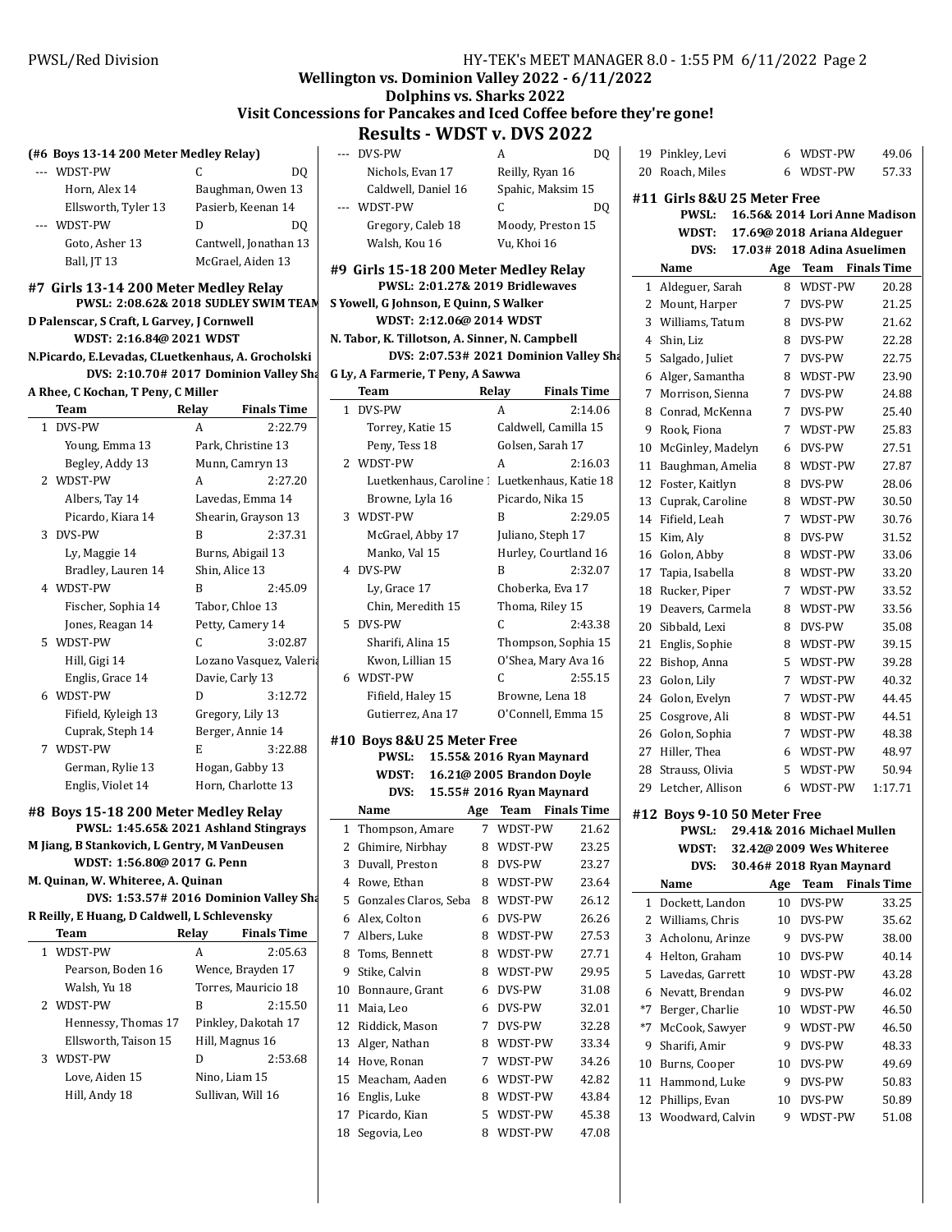# Wellington vs. Dominion Valley 2022 - 6/11/2022
## Dolphins vs. Sharks 2022
### Visit Concessions for Pancakes and Iced Coffee before they're gone!
## Results - WDST v. DVS 2022

**(#6 Boys 13-14 200 Meter Medley Relay)**

| | Team | Relay | Finals Time |
|---|---|---|---|
| --- | WDST-PW | C | DQ |
| | Horn, Alex 14 | Baughman, Owen 13 | |
| | Ellsworth, Tyler 13 | Pasierb, Keenan 14 | |
| --- | WDST-PW | D | DQ |
| | Goto, Asher 13 | Cantwell, Jonathan 13 | |
| | Ball, JT 13 | McGrael, Aiden 13 | |

### #7 Girls 13-14 200 Meter Medley Relay

PWSL: 2:08.62& 2018 SUDLEY SWIM TEAM
D Palenscar, S Craft, L Garvey, J Cornwell
WDST: 2:16.84@ 2021 WDST
N.Picardo, E.Levadas, CLuetkenhaus, A. Grocholski
DVS: 2:10.70# 2017 Dominion Valley Sha
A Rhee, C Kochan, T Peny, C Miller

| | Team | Relay | Finals Time |
|---|---|---|---|
| 1 | DVS-PW | A | 2:22.79 |
| | Young, Emma 13 | Park, Christine 13 | |
| | Begley, Addy 13 | Munn, Camryn 13 | |
| 2 | WDST-PW | A | 2:27.20 |
| | Albers, Tay 14 | Lavedas, Emma 14 | |
| | Picardo, Kiara 14 | Shearin, Grayson 13 | |
| 3 | DVS-PW | B | 2:37.31 |
| | Ly, Maggie 14 | Burns, Abigail 13 | |
| | Bradley, Lauren 14 | Shin, Alice 13 | |
| 4 | WDST-PW | B | 2:45.09 |
| | Fischer, Sophia 14 | Tabor, Chloe 13 | |
| | Jones, Reagan 14 | Petty, Camery 14 | |
| 5 | WDST-PW | C | 3:02.87 |
| | Hill, Gigi 14 | Lozano Vasquez, Valeria | |
| | Englis, Grace 14 | Davie, Carly 13 | |
| 6 | WDST-PW | D | 3:12.72 |
| | Fifield, Kyleigh 13 | Gregory, Lily 13 | |
| | Cuprak, Steph 14 | Berger, Annie 14 | |
| 7 | WDST-PW | E | 3:22.88 |
| | German, Rylie 13 | Hogan, Gabby 13 | |
| | Englis, Violet 14 | Horn, Charlotte 13 | |

### #8 Boys 15-18 200 Meter Medley Relay

PWSL: 1:45.65& 2021 Ashland Stingrays
M Jiang, B Stankovich, L Gentry, M VanDeusen
WDST: 1:56.80@ 2017 G. Penn
M. Quinan, W. Whiteree, A. Quinan
DVS: 1:53.57# 2016 Dominion Valley Sha
R Reilly, E Huang, D Caldwell, L Schlevensky

| | Team | Relay | Finals Time |
|---|---|---|---|
| 1 | WDST-PW | A | 2:05.63 |
| | Pearson, Boden 16 | Wence, Brayden 17 | |
| | Walsh, Yu 18 | Torres, Mauricio 18 | |
| 2 | WDST-PW | B | 2:15.50 |
| | Hennessy, Thomas 17 | Pinkley, Dakotah 17 | |
| | Ellsworth, Taison 15 | Hill, Magnus 16 | |
| 3 | WDST-PW | D | 2:53.68 |
| | Love, Aiden 15 | Nino, Liam 15 | |
| | Hill, Andy 18 | Sullivan, Will 16 | |
| --- | DVS-PW | A | DQ |
| | Nichols, Evan 17 | Reilly, Ryan 16 | |
| | Caldwell, Daniel 16 | Spahic, Maksim 15 | |
| --- | WDST-PW | C | DQ |
| | Gregory, Caleb 18 | Moody, Preston 15 | |
| | Walsh, Kou 16 | Vu, Khoi 16 | |

### #9 Girls 15-18 200 Meter Medley Relay

PWSL: 2:01.27& 2019 Bridlewaves
S Yowell, G Johnson, E Quinn, S Walker
WDST: 2:12.06@ 2014 WDST
N. Tabor, K. Tillotson, A. Sinner, N. Campbell
DVS: 2:07.53# 2021 Dominion Valley Sha
G Ly, A Farmerie, T Peny, A Sawwa

| | Team | Relay | Finals Time |
|---|---|---|---|
| 1 | DVS-PW | A | 2:14.06 |
| | Torrey, Katie 15 | Caldwell, Camilla 15 | |
| | Peny, Tess 18 | Golsen, Sarah 17 | |
| 2 | WDST-PW | A | 2:16.03 |
| | Luetkenhaus, Caroline 1 | Luetkenhaus, Katie 18 | |
| | Browne, Lyla 16 | Picardo, Nika 15 | |
| 3 | WDST-PW | B | 2:29.05 |
| | McGrael, Abby 17 | Juliano, Steph 17 | |
| | Manko, Val 15 | Hurley, Courtland 16 | |
| 4 | DVS-PW | B | 2:32.07 |
| | Ly, Grace 17 | Choberka, Eva 17 | |
| | Chin, Meredith 15 | Thoma, Riley 15 | |
| 5 | DVS-PW | C | 2:43.38 |
| | Sharifi, Alina 15 | Thompson, Sophia 15 | |
| | Kwon, Lillian 15 | O'Shea, Mary Ava 16 | |
| 6 | WDST-PW | C | 2:55.15 |
| | Fifield, Haley 15 | Browne, Lena 18 | |
| | Gutierrez, Ana 17 | O'Connell, Emma 15 | |

### #10 Boys 8&U 25 Meter Free

PWSL: 15.55& 2016 Ryan Maynard
WDST: 16.21@ 2005 Brandon Doyle
DVS: 15.55# 2016 Ryan Maynard

| | Name | Age | Team | Finals Time |
|---|---|---|---|---|
| 1 | Thompson, Amare | 7 | WDST-PW | 21.62 |
| 2 | Ghimire, Nirbhay | 8 | WDST-PW | 23.25 |
| 3 | Duvall, Preston | 8 | DVS-PW | 23.27 |
| 4 | Rowe, Ethan | 8 | WDST-PW | 23.64 |
| 5 | Gonzales Claros, Seba | 8 | WDST-PW | 26.12 |
| 6 | Alex, Colton | 6 | DVS-PW | 26.26 |
| 7 | Albers, Luke | 8 | WDST-PW | 27.53 |
| 8 | Toms, Bennett | 8 | WDST-PW | 27.71 |
| 9 | Stike, Calvin | 8 | WDST-PW | 29.95 |
| 10 | Bonnaure, Grant | 6 | DVS-PW | 31.08 |
| 11 | Maia, Leo | 6 | DVS-PW | 32.01 |
| 12 | Riddick, Mason | 7 | DVS-PW | 32.28 |
| 13 | Alger, Nathan | 8 | WDST-PW | 33.34 |
| 14 | Hove, Ronan | 7 | WDST-PW | 34.26 |
| 15 | Meacham, Aaden | 6 | WDST-PW | 42.82 |
| 16 | Englis, Luke | 8 | WDST-PW | 43.84 |
| 17 | Picardo, Kian | 5 | WDST-PW | 45.38 |
| 18 | Segovia, Leo | 8 | WDST-PW | 47.08 |
| 19 | Pinkley, Levi | 6 | WDST-PW | 49.06 |
| 20 | Roach, Miles | 6 | WDST-PW | 57.33 |

### #11 Girls 8&U 25 Meter Free

PWSL: 16.56& 2014 Lori Anne Madison
WDST: 17.69@ 2018 Ariana Aldeguer
DVS: 17.03# 2018 Adina Asuelimen

| | Name | Age | Team | Finals Time |
|---|---|---|---|---|
| 1 | Aldeguer, Sarah | 8 | WDST-PW | 20.28 |
| 2 | Mount, Harper | 7 | DVS-PW | 21.25 |
| 3 | Williams, Tatum | 8 | DVS-PW | 21.62 |
| 4 | Shin, Liz | 8 | DVS-PW | 22.28 |
| 5 | Salgado, Juliet | 7 | DVS-PW | 22.75 |
| 6 | Alger, Samantha | 8 | WDST-PW | 23.90 |
| 7 | Morrison, Sienna | 7 | DVS-PW | 24.88 |
| 8 | Conrad, McKenna | 7 | DVS-PW | 25.40 |
| 9 | Rook, Fiona | 7 | WDST-PW | 25.83 |
| 10 | McGinley, Madelyn | 6 | DVS-PW | 27.51 |
| 11 | Baughman, Amelia | 8 | WDST-PW | 27.87 |
| 12 | Foster, Kaitlyn | 8 | DVS-PW | 28.06 |
| 13 | Cuprak, Caroline | 8 | WDST-PW | 30.50 |
| 14 | Fifield, Leah | 7 | WDST-PW | 30.76 |
| 15 | Kim, Aly | 8 | DVS-PW | 31.52 |
| 16 | Golon, Abby | 8 | WDST-PW | 33.06 |
| 17 | Tapia, Isabella | 8 | WDST-PW | 33.20 |
| 18 | Rucker, Piper | 7 | WDST-PW | 33.52 |
| 19 | Deavers, Carmela | 8 | WDST-PW | 33.56 |
| 20 | Sibbald, Lexi | 8 | DVS-PW | 35.08 |
| 21 | Englis, Sophie | 8 | WDST-PW | 39.15 |
| 22 | Bishop, Anna | 5 | WDST-PW | 39.28 |
| 23 | Golon, Lily | 7 | WDST-PW | 40.32 |
| 24 | Golon, Evelyn | 7 | WDST-PW | 44.45 |
| 25 | Cosgrove, Ali | 8 | WDST-PW | 44.51 |
| 26 | Golon, Sophia | 7 | WDST-PW | 48.38 |
| 27 | Hiller, Thea | 6 | WDST-PW | 48.97 |
| 28 | Strauss, Olivia | 5 | WDST-PW | 50.94 |
| 29 | Letcher, Allison | 6 | WDST-PW | 1:17.71 |

### #12 Boys 9-10 50 Meter Free

PWSL: 29.41& 2016 Michael Mullen
WDST: 32.42@ 2009 Wes Whiteree
DVS: 30.46# 2018 Ryan Maynard

| | Name | Age | Team | Finals Time |
|---|---|---|---|---|
| 1 | Dockett, Landon | 10 | DVS-PW | 33.25 |
| 2 | Williams, Chris | 10 | DVS-PW | 35.62 |
| 3 | Acholonu, Arinze | 9 | DVS-PW | 38.00 |
| 4 | Helton, Graham | 10 | DVS-PW | 40.14 |
| 5 | Lavedas, Garrett | 10 | WDST-PW | 43.28 |
| 6 | Nevatt, Brendan | 9 | DVS-PW | 46.02 |
| *7 | Berger, Charlie | 10 | WDST-PW | 46.50 |
| *7 | McCook, Sawyer | 9 | WDST-PW | 46.50 |
| 9 | Sharifi, Amir | 9 | DVS-PW | 48.33 |
| 10 | Burns, Cooper | 10 | DVS-PW | 49.69 |
| 11 | Hammond, Luke | 9 | DVS-PW | 50.83 |
| 12 | Phillips, Evan | 10 | DVS-PW | 50.89 |
| 13 | Woodward, Calvin | 9 | WDST-PW | 51.08 |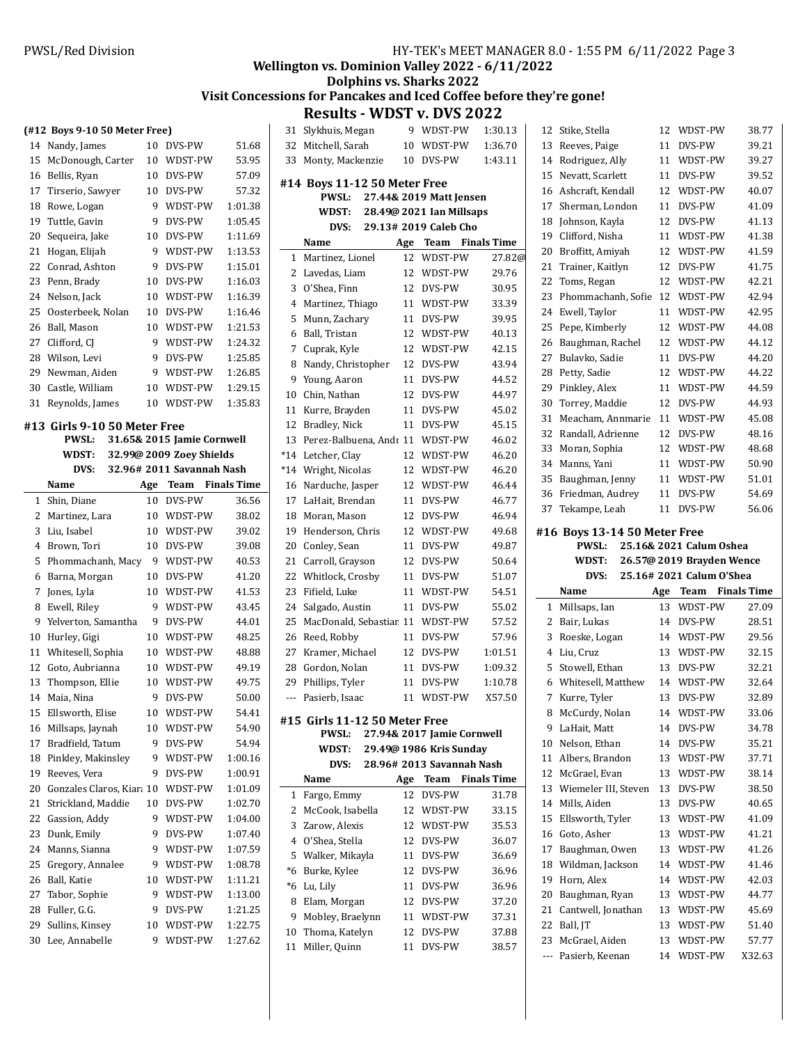# Wellington vs. Dominion Valley 2022 - 6/11/2022

## Dolphins vs. Sharks 2022

### Visit Concessions for Pancakes and Iced Coffee before they're gone!

## Results - WDST v. DVS 2022

### (#12 Boys 9-10 50 Meter Free)

| | Name | Age | Team | Finals Time |
|---|---|---|---|---|
| 14 | Nandy, James | 10 | DVS-PW | 51.68 |
| 15 | McDonough, Carter | 10 | WDST-PW | 53.95 |
| 16 | Bellis, Ryan | 10 | DVS-PW | 57.09 |
| 17 | Tirserio, Sawyer | 10 | DVS-PW | 57.32 |
| 18 | Rowe, Logan | 9 | WDST-PW | 1:01.38 |
| 19 | Tuttle, Gavin | 9 | DVS-PW | 1:05.45 |
| 20 | Sequeira, Jake | 10 | DVS-PW | 1:11.69 |
| 21 | Hogan, Elijah | 9 | WDST-PW | 1:13.53 |
| 22 | Conrad, Ashton | 9 | DVS-PW | 1:15.01 |
| 23 | Penn, Brady | 10 | DVS-PW | 1:16.03 |
| 24 | Nelson, Jack | 10 | WDST-PW | 1:16.39 |
| 25 | Oosterbeek, Nolan | 10 | DVS-PW | 1:16.46 |
| 26 | Ball, Mason | 10 | WDST-PW | 1:21.53 |
| 27 | Clifford, CJ | 9 | WDST-PW | 1:24.32 |
| 28 | Wilson, Levi | 9 | DVS-PW | 1:25.85 |
| 29 | Newman, Aiden | 9 | WDST-PW | 1:26.85 |
| 30 | Castle, William | 10 | WDST-PW | 1:29.15 |
| 31 | Reynolds, James | 10 | WDST-PW | 1:35.83 |

### #13 Girls 9-10 50 Meter Free

PWSL: 31.65& 2015 Jamie Cornwell
WDST: 32.99@ 2009 Zoey Shields
DVS: 32.96# 2011 Savannah Nash

| | Name | Age | Team | Finals Time |
|---|---|---|---|---|
| 1 | Shin, Diane | 10 | DVS-PW | 36.56 |
| 2 | Martinez, Lara | 10 | WDST-PW | 38.02 |
| 3 | Liu, Isabel | 10 | WDST-PW | 39.02 |
| 4 | Brown, Tori | 10 | DVS-PW | 39.08 |
| 5 | Phommachanh, Macy | 9 | WDST-PW | 40.53 |
| 6 | Barna, Morgan | 10 | DVS-PW | 41.20 |
| 7 | Jones, Lyla | 10 | WDST-PW | 41.53 |
| 8 | Ewell, Riley | 9 | WDST-PW | 43.45 |
| 9 | Yelverton, Samantha | 9 | DVS-PW | 44.01 |
| 10 | Hurley, Gigi | 10 | WDST-PW | 48.25 |
| 11 | Whitesell, Sophia | 10 | WDST-PW | 48.88 |
| 12 | Goto, Aubrianna | 10 | WDST-PW | 49.19 |
| 13 | Thompson, Ellie | 10 | WDST-PW | 49.75 |
| 14 | Maia, Nina | 9 | DVS-PW | 50.00 |
| 15 | Ellsworth, Elise | 10 | WDST-PW | 54.41 |
| 16 | Millsaps, Jaynah | 10 | WDST-PW | 54.90 |
| 17 | Bradfield, Tatum | 9 | DVS-PW | 54.94 |
| 18 | Pinkley, Makinsley | 9 | WDST-PW | 1:00.16 |
| 19 | Reeves, Vera | 9 | DVS-PW | 1:00.91 |
| 20 | Gonzales Claros, Kiara | 10 | WDST-PW | 1:01.09 |
| 21 | Strickland, Maddie | 10 | DVS-PW | 1:02.70 |
| 22 | Gassion, Addy | 9 | WDST-PW | 1:04.00 |
| 23 | Dunk, Emily | 9 | DVS-PW | 1:07.40 |
| 24 | Manns, Sianna | 9 | WDST-PW | 1:07.59 |
| 25 | Gregory, Annalee | 9 | WDST-PW | 1:08.78 |
| 26 | Ball, Katie | 10 | WDST-PW | 1:11.21 |
| 27 | Tabor, Sophie | 9 | WDST-PW | 1:13.00 |
| 28 | Fuller, G.G. | 9 | DVS-PW | 1:21.25 |
| 29 | Sullins, Kinsey | 10 | WDST-PW | 1:22.75 |
| 30 | Lee, Annabelle | 9 | WDST-PW | 1:27.62 |
| 31 | Slykhuis, Megan | 9 | WDST-PW | 1:30.13 |
| 32 | Mitchell, Sarah | 10 | WDST-PW | 1:36.70 |
| 33 | Monty, Mackenzie | 10 | DVS-PW | 1:43.11 |

### #14 Boys 11-12 50 Meter Free

PWSL: 27.44& 2019 Matt Jensen
WDST: 28.49@ 2021 Ian Millsaps
DVS: 29.13# 2019 Caleb Cho

| | Name | Age | Team | Finals Time |
|---|---|---|---|---|
| 1 | Martinez, Lionel | 12 | WDST-PW | 27.82@ |
| 2 | Lavedas, Liam | 12 | WDST-PW | 29.76 |
| 3 | O'Shea, Finn | 12 | DVS-PW | 30.95 |
| 4 | Martinez, Thiago | 11 | WDST-PW | 33.39 |
| 5 | Munn, Zachary | 11 | DVS-PW | 39.95 |
| 6 | Ball, Tristan | 12 | WDST-PW | 40.13 |
| 7 | Cuprak, Kyle | 12 | WDST-PW | 42.15 |
| 8 | Nandy, Christopher | 12 | DVS-PW | 43.94 |
| 9 | Young, Aaron | 11 | DVS-PW | 44.52 |
| 10 | Chin, Nathan | 12 | DVS-PW | 44.97 |
| 11 | Kurre, Brayden | 11 | DVS-PW | 45.02 |
| 12 | Bradley, Nick | 11 | DVS-PW | 45.15 |
| 13 | Perez-Balbuena, Andr | 11 | WDST-PW | 46.02 |
| *14 | Letcher, Clay | 12 | WDST-PW | 46.20 |
| *14 | Wright, Nicolas | 12 | WDST-PW | 46.20 |
| 16 | Narduche, Jasper | 12 | WDST-PW | 46.44 |
| 17 | LaHait, Brendan | 11 | DVS-PW | 46.77 |
| 18 | Moran, Mason | 12 | DVS-PW | 46.94 |
| 19 | Henderson, Chris | 12 | WDST-PW | 49.68 |
| 20 | Conley, Sean | 11 | DVS-PW | 49.87 |
| 21 | Carroll, Grayson | 12 | DVS-PW | 50.64 |
| 22 | Whitlock, Crosby | 11 | DVS-PW | 51.07 |
| 23 | Fifield, Luke | 11 | WDST-PW | 54.51 |
| 24 | Salgado, Austin | 11 | DVS-PW | 55.02 |
| 25 | MacDonald, Sebastian | 11 | WDST-PW | 57.52 |
| 26 | Reed, Robby | 11 | DVS-PW | 57.96 |
| 27 | Kramer, Michael | 12 | DVS-PW | 1:01.51 |
| 28 | Gordon, Nolan | 11 | DVS-PW | 1:09.32 |
| 29 | Phillips, Tyler | 11 | DVS-PW | 1:10.78 |
| --- | Pasierb, Isaac | 11 | WDST-PW | X57.50 |

### #15 Girls 11-12 50 Meter Free

PWSL: 27.94& 2017 Jamie Cornwell
WDST: 29.49@ 1986 Kris Sunday
DVS: 28.96# 2013 Savannah Nash

| | Name | Age | Team | Finals Time |
|---|---|---|---|---|
| 1 | Fargo, Emmy | 12 | DVS-PW | 31.78 |
| 2 | McCook, Isabella | 12 | WDST-PW | 33.15 |
| 3 | Zarow, Alexis | 12 | WDST-PW | 35.53 |
| 4 | O'Shea, Stella | 12 | DVS-PW | 36.07 |
| 5 | Walker, Mikayla | 11 | DVS-PW | 36.69 |
| *6 | Burke, Kylee | 12 | DVS-PW | 36.96 |
| *6 | Lu, Lily | 11 | DVS-PW | 36.96 |
| 8 | Elam, Morgan | 12 | DVS-PW | 37.20 |
| 9 | Mobley, Braelynn | 11 | WDST-PW | 37.31 |
| 10 | Thoma, Katelyn | 12 | DVS-PW | 37.88 |
| 11 | Miller, Quinn | 11 | DVS-PW | 38.57 |
| 12 | Stike, Stella | 12 | WDST-PW | 38.77 |
| 13 | Reeves, Paige | 11 | DVS-PW | 39.21 |
| 14 | Rodriguez, Ally | 11 | WDST-PW | 39.27 |
| 15 | Nevatt, Scarlett | 11 | DVS-PW | 39.52 |
| 16 | Ashcraft, Kendall | 12 | WDST-PW | 40.07 |
| 17 | Sherman, London | 11 | DVS-PW | 41.09 |
| 18 | Johnson, Kayla | 12 | DVS-PW | 41.13 |
| 19 | Clifford, Nisha | 11 | WDST-PW | 41.38 |
| 20 | Broffitt, Amiyah | 12 | WDST-PW | 41.59 |
| 21 | Trainer, Kaitlyn | 12 | DVS-PW | 41.75 |
| 22 | Toms, Regan | 12 | WDST-PW | 42.21 |
| 23 | Phommachanh, Sofie | 12 | WDST-PW | 42.94 |
| 24 | Ewell, Taylor | 11 | WDST-PW | 42.95 |
| 25 | Pepe, Kimberly | 12 | WDST-PW | 44.08 |
| 26 | Baughman, Rachel | 12 | WDST-PW | 44.12 |
| 27 | Bulavko, Sadie | 11 | DVS-PW | 44.20 |
| 28 | Petty, Sadie | 12 | WDST-PW | 44.22 |
| 29 | Pinkley, Alex | 11 | WDST-PW | 44.59 |
| 30 | Torrey, Maddie | 12 | DVS-PW | 44.93 |
| 31 | Meacham, Annmarie | 11 | WDST-PW | 45.08 |
| 32 | Randall, Adrienne | 12 | DVS-PW | 48.16 |
| 33 | Moran, Sophia | 12 | WDST-PW | 48.68 |
| 34 | Manns, Yani | 11 | WDST-PW | 50.90 |
| 35 | Baughman, Jenny | 11 | WDST-PW | 51.01 |
| 36 | Friedman, Audrey | 11 | DVS-PW | 54.69 |
| 37 | Tekampe, Leah | 11 | DVS-PW | 56.06 |

### #16 Boys 13-14 50 Meter Free

PWSL: 25.16& 2021 Calum Oshea
WDST: 26.57@ 2019 Brayden Wence
DVS: 25.16# 2021 Calum O'Shea

| | Name | Age | Team | Finals Time |
|---|---|---|---|---|
| 1 | Millsaps, Ian | 13 | WDST-PW | 27.09 |
| 2 | Bair, Lukas | 14 | DVS-PW | 28.51 |
| 3 | Roeske, Logan | 14 | WDST-PW | 29.56 |
| 4 | Liu, Cruz | 13 | WDST-PW | 32.15 |
| 5 | Stowell, Ethan | 13 | DVS-PW | 32.21 |
| 6 | Whitesell, Matthew | 14 | WDST-PW | 32.64 |
| 7 | Kurre, Tyler | 13 | DVS-PW | 32.89 |
| 8 | McCurdy, Nolan | 14 | WDST-PW | 33.06 |
| 9 | LaHait, Matt | 14 | DVS-PW | 34.78 |
| 10 | Nelson, Ethan | 14 | DVS-PW | 35.21 |
| 11 | Albers, Brandon | 13 | WDST-PW | 37.71 |
| 12 | McGrael, Evan | 13 | WDST-PW | 38.14 |
| 13 | Wiemeler III, Steven | 13 | DVS-PW | 38.50 |
| 14 | Mills, Aiden | 13 | DVS-PW | 40.65 |
| 15 | Ellsworth, Tyler | 13 | WDST-PW | 41.09 |
| 16 | Goto, Asher | 13 | WDST-PW | 41.21 |
| 17 | Baughman, Owen | 13 | WDST-PW | 41.26 |
| 18 | Wildman, Jackson | 14 | WDST-PW | 41.46 |
| 19 | Horn, Alex | 14 | WDST-PW | 42.03 |
| 20 | Baughman, Ryan | 13 | WDST-PW | 44.77 |
| 21 | Cantwell, Jonathan | 13 | WDST-PW | 45.69 |
| 22 | Ball, JT | 13 | WDST-PW | 51.40 |
| 23 | McGrael, Aiden | 13 | WDST-PW | 57.77 |
| --- | Pasierb, Keenan | 14 | WDST-PW | X32.63 |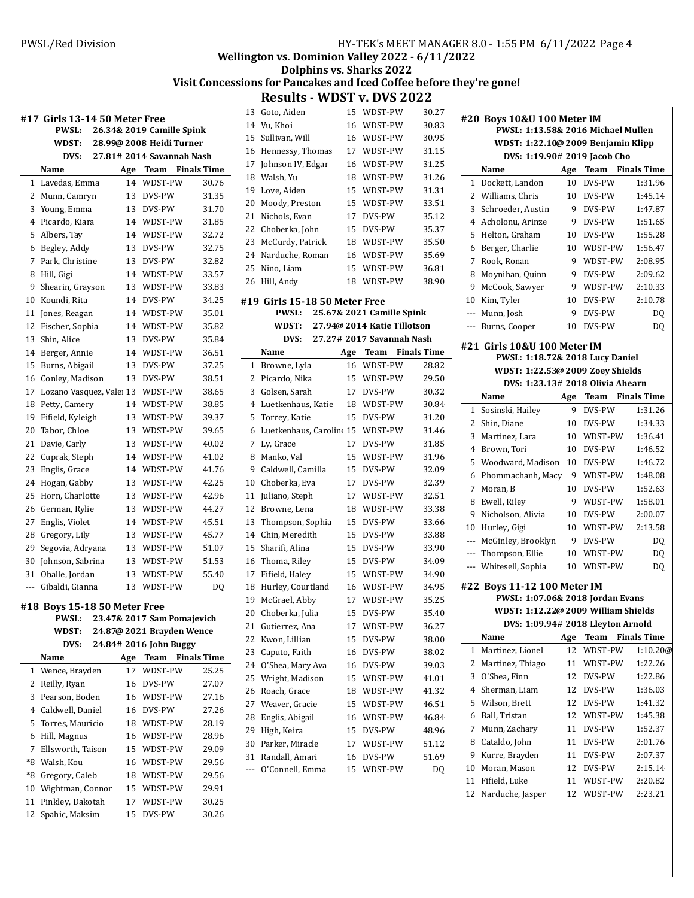Wellington vs. Dominion Valley 2022 - 6/11/2022
Dolphins vs. Sharks 2022
Visit Concessions for Pancakes and Iced Coffee before they're gone!

## Results - WDST v. DVS 2022

### #17 Girls 13-14 50 Meter Free

PWSL: 26.34& 2019 Camille Spink
WDST: 28.99@ 2008 Heidi Turner
DVS: 27.81# 2014 Savannah Nash

| | Name | Age | Team | Finals Time |
|---|---|---|---|---|
| 1 | Lavedas, Emma | 14 | WDST-PW | 30.76 |
| 2 | Munn, Camryn | 13 | DVS-PW | 31.35 |
| 3 | Young, Emma | 13 | DVS-PW | 31.70 |
| 4 | Picardo, Kiara | 14 | WDST-PW | 31.85 |
| 5 | Albers, Tay | 14 | WDST-PW | 32.72 |
| 6 | Begley, Addy | 13 | DVS-PW | 32.75 |
| 7 | Park, Christine | 13 | DVS-PW | 32.82 |
| 8 | Hill, Gigi | 14 | WDST-PW | 33.57 |
| 9 | Shearin, Grayson | 13 | WDST-PW | 33.83 |
| 10 | Koundi, Rita | 14 | DVS-PW | 34.25 |
| 11 | Jones, Reagan | 14 | WDST-PW | 35.01 |
| 12 | Fischer, Sophia | 14 | WDST-PW | 35.82 |
| 13 | Shin, Alice | 13 | DVS-PW | 35.84 |
| 14 | Berger, Annie | 14 | WDST-PW | 36.51 |
| 15 | Burns, Abigail | 13 | DVS-PW | 37.25 |
| 16 | Conley, Madison | 13 | DVS-PW | 38.51 |
| 17 | Lozano Vasquez, Valei | 13 | WDST-PW | 38.65 |
| 18 | Petty, Camery | 14 | WDST-PW | 38.85 |
| 19 | Fifield, Kyleigh | 13 | WDST-PW | 39.37 |
| 20 | Tabor, Chloe | 13 | WDST-PW | 39.65 |
| 21 | Davie, Carly | 13 | WDST-PW | 40.02 |
| 22 | Cuprak, Steph | 14 | WDST-PW | 41.02 |
| 23 | Englis, Grace | 14 | WDST-PW | 41.76 |
| 24 | Hogan, Gabby | 13 | WDST-PW | 42.25 |
| 25 | Horn, Charlotte | 13 | WDST-PW | 42.96 |
| 26 | German, Rylie | 13 | WDST-PW | 44.27 |
| 27 | Englis, Violet | 14 | WDST-PW | 45.51 |
| 28 | Gregory, Lily | 13 | WDST-PW | 45.77 |
| 29 | Segovia, Adryana | 13 | WDST-PW | 51.07 |
| 30 | Johnson, Sabrina | 13 | WDST-PW | 51.53 |
| 31 | Oballe, Jordan | 13 | WDST-PW | 55.40 |
| --- | Gibaldi, Gianna | 13 | WDST-PW | DQ |

### #18 Boys 15-18 50 Meter Free

PWSL: 23.47& 2017 Sam Pomajevich
WDST: 24.87@ 2021 Brayden Wence
DVS: 24.84# 2016 John Buggy

| | Name | Age | Team | Finals Time |
|---|---|---|---|---|
| 1 | Wence, Brayden | 17 | WDST-PW | 25.25 |
| 2 | Reilly, Ryan | 16 | DVS-PW | 27.07 |
| 3 | Pearson, Boden | 16 | WDST-PW | 27.16 |
| 4 | Caldwell, Daniel | 16 | DVS-PW | 27.26 |
| 5 | Torres, Mauricio | 18 | WDST-PW | 28.19 |
| 6 | Hill, Magnus | 16 | WDST-PW | 28.96 |
| 7 | Ellsworth, Taison | 15 | WDST-PW | 29.09 |
| *8 | Walsh, Kou | 16 | WDST-PW | 29.56 |
| *8 | Gregory, Caleb | 18 | WDST-PW | 29.56 |
| 10 | Wightman, Connor | 15 | WDST-PW | 29.91 |
| 11 | Pinkley, Dakotah | 17 | WDST-PW | 30.25 |
| 12 | Spahic, Maksim | 15 | DVS-PW | 30.26 |
| 13 | Goto, Aiden | 15 | WDST-PW | 30.27 |
| 14 | Vu, Khoi | 16 | WDST-PW | 30.83 |
| 15 | Sullivan, Will | 16 | WDST-PW | 30.95 |
| 16 | Hennessy, Thomas | 17 | WDST-PW | 31.15 |
| 17 | Johnson IV, Edgar | 16 | WDST-PW | 31.25 |
| 18 | Walsh, Yu | 18 | WDST-PW | 31.26 |
| 19 | Love, Aiden | 15 | WDST-PW | 31.31 |
| 20 | Moody, Preston | 15 | WDST-PW | 33.51 |
| 21 | Nichols, Evan | 17 | DVS-PW | 35.12 |
| 22 | Choberka, John | 15 | DVS-PW | 35.37 |
| 23 | McCurdy, Patrick | 18 | WDST-PW | 35.50 |
| 24 | Narduche, Roman | 16 | WDST-PW | 35.69 |
| 25 | Nino, Liam | 15 | WDST-PW | 36.81 |
| 26 | Hill, Andy | 18 | WDST-PW | 38.90 |

### #19 Girls 15-18 50 Meter Free

PWSL: 25.67& 2021 Camille Spink
WDST: 27.94@ 2014 Katie Tillotson
DVS: 27.27# 2017 Savannah Nash

| | Name | Age | Team | Finals Time |
|---|---|---|---|---|
| 1 | Browne, Lyla | 16 | WDST-PW | 28.82 |
| 2 | Picardo, Nika | 15 | WDST-PW | 29.50 |
| 3 | Golsen, Sarah | 17 | DVS-PW | 30.32 |
| 4 | Luetkenhaus, Katie | 18 | WDST-PW | 30.84 |
| 5 | Torrey, Katie | 15 | DVS-PW | 31.20 |
| 6 | Luetkenhaus, Caroline | 15 | WDST-PW | 31.46 |
| 7 | Ly, Grace | 17 | DVS-PW | 31.85 |
| 8 | Manko, Val | 15 | WDST-PW | 31.96 |
| 9 | Caldwell, Camilla | 15 | DVS-PW | 32.09 |
| 10 | Choberka, Eva | 17 | DVS-PW | 32.39 |
| 11 | Juliano, Steph | 17 | WDST-PW | 32.51 |
| 12 | Browne, Lena | 18 | WDST-PW | 33.38 |
| 13 | Thompson, Sophia | 15 | DVS-PW | 33.66 |
| 14 | Chin, Meredith | 15 | DVS-PW | 33.88 |
| 15 | Sharifi, Alina | 15 | DVS-PW | 33.90 |
| 16 | Thoma, Riley | 15 | DVS-PW | 34.09 |
| 17 | Fifield, Haley | 15 | WDST-PW | 34.90 |
| 18 | Hurley, Courtland | 16 | WDST-PW | 34.95 |
| 19 | McGrael, Abby | 17 | WDST-PW | 35.25 |
| 20 | Choberka, Julia | 15 | DVS-PW | 35.40 |
| 21 | Gutierrez, Ana | 17 | WDST-PW | 36.27 |
| 22 | Kwon, Lillian | 15 | DVS-PW | 38.00 |
| 23 | Caputo, Faith | 16 | DVS-PW | 38.02 |
| 24 | O'Shea, Mary Ava | 16 | DVS-PW | 39.03 |
| 25 | Wright, Madison | 15 | WDST-PW | 41.01 |
| 26 | Roach, Grace | 18 | WDST-PW | 41.32 |
| 27 | Weaver, Gracie | 15 | WDST-PW | 46.51 |
| 28 | Englis, Abigail | 16 | WDST-PW | 46.84 |
| 29 | High, Keira | 15 | DVS-PW | 48.96 |
| 30 | Parker, Miracle | 17 | WDST-PW | 51.12 |
| 31 | Randall, Amari | 16 | DVS-PW | 51.69 |
| --- | O'Connell, Emma | 15 | WDST-PW | DQ |

### #20 Boys 10&U 100 Meter IM

PWSL: 1:13.58& 2016 Michael Mullen
WDST: 1:22.10@ 2009 Benjamin Klipp
DVS: 1:19.90# 2019 Jacob Cho

| | Name | Age | Team | Finals Time |
|---|---|---|---|---|
| 1 | Dockett, Landon | 10 | DVS-PW | 1:31.96 |
| 2 | Williams, Chris | 10 | DVS-PW | 1:45.14 |
| 3 | Schroeder, Austin | 9 | DVS-PW | 1:47.87 |
| 4 | Acholonu, Arinze | 9 | DVS-PW | 1:51.65 |
| 5 | Helton, Graham | 10 | DVS-PW | 1:55.28 |
| 6 | Berger, Charlie | 10 | WDST-PW | 1:56.47 |
| 7 | Rook, Ronan | 9 | WDST-PW | 2:08.95 |
| 8 | Moynihan, Quinn | 9 | DVS-PW | 2:09.62 |
| 9 | McCook, Sawyer | 9 | WDST-PW | 2:10.33 |
| 10 | Kim, Tyler | 10 | DVS-PW | 2:10.78 |
| --- | Munn, Josh | 9 | DVS-PW | DQ |
| --- | Burns, Cooper | 10 | DVS-PW | DQ |

### #21 Girls 10&U 100 Meter IM

PWSL: 1:18.72& 2018 Lucy Daniel
WDST: 1:22.53@ 2009 Zoey Shields
DVS: 1:23.13# 2018 Olivia Ahearn

| | Name | Age | Team | Finals Time |
|---|---|---|---|---|
| 1 | Sosinski, Hailey | 9 | DVS-PW | 1:31.26 |
| 2 | Shin, Diane | 10 | DVS-PW | 1:34.33 |
| 3 | Martinez, Lara | 10 | WDST-PW | 1:36.41 |
| 4 | Brown, Tori | 10 | DVS-PW | 1:46.52 |
| 5 | Woodward, Madison | 10 | DVS-PW | 1:46.72 |
| 6 | Phommachanh, Macy | 9 | WDST-PW | 1:48.08 |
| 7 | Moran, B | 10 | DVS-PW | 1:52.63 |
| 8 | Ewell, Riley | 9 | WDST-PW | 1:58.01 |
| 9 | Nicholson, Alivia | 10 | DVS-PW | 2:00.07 |
| 10 | Hurley, Gigi | 10 | WDST-PW | 2:13.58 |
| --- | McGinley, Brooklyn | 9 | DVS-PW | DQ |
| --- | Thompson, Ellie | 10 | WDST-PW | DQ |
| --- | Whitesell, Sophia | 10 | WDST-PW | DQ |

### #22 Boys 11-12 100 Meter IM

PWSL: 1:07.06& 2018 Jordan Evans
WDST: 1:12.22@ 2009 William Shields
DVS: 1:09.94# 2018 Lleyton Arnold

| | Name | Age | Team | Finals Time |
|---|---|---|---|---|
| 1 | Martinez, Lionel | 12 | WDST-PW | 1:10.20@ |
| 2 | Martinez, Thiago | 11 | WDST-PW | 1:22.26 |
| 3 | O'Shea, Finn | 12 | DVS-PW | 1:22.86 |
| 4 | Sherman, Liam | 12 | DVS-PW | 1:36.03 |
| 5 | Wilson, Brett | 12 | DVS-PW | 1:41.32 |
| 6 | Ball, Tristan | 12 | WDST-PW | 1:45.38 |
| 7 | Munn, Zachary | 11 | DVS-PW | 1:52.37 |
| 8 | Cataldo, John | 11 | DVS-PW | 2:01.76 |
| 9 | Kurre, Brayden | 11 | DVS-PW | 2:07.37 |
| 10 | Moran, Mason | 12 | DVS-PW | 2:15.14 |
| 11 | Fifield, Luke | 11 | WDST-PW | 2:20.82 |
| 12 | Narduche, Jasper | 12 | WDST-PW | 2:23.21 |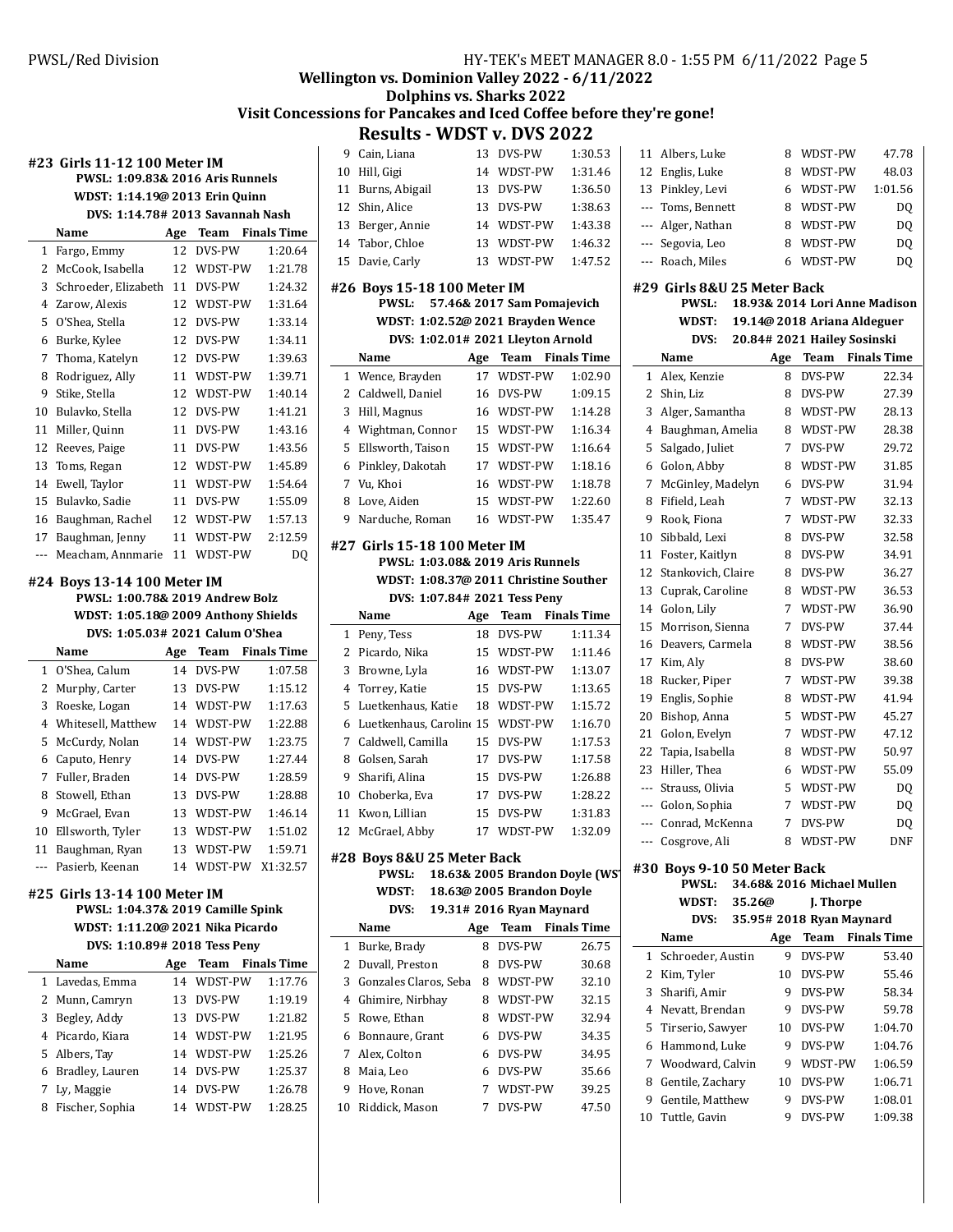## Wellington vs. Dominion Valley 2022 - 6/11/2022
## Dolphins vs. Sharks 2022
## Visit Concessions for Pancakes and Iced Coffee before they're gone!
# Results - WDST v. DVS 2022

### #23 Girls 11-12 100 Meter IM

**PWSL: 1:09.83& 2016 Aris Runnels**
**WDST: 1:14.19@ 2013 Erin Quinn**
**DVS: 1:14.78# 2013 Savannah Nash**

| | Name | Age | Team | Finals Time |
|---|---|---|---|---|
| 1 | Fargo, Emmy | 12 | DVS-PW | 1:20.64 |
| 2 | McCook, Isabella | 12 | WDST-PW | 1:21.78 |
| 3 | Schroeder, Elizabeth | 11 | DVS-PW | 1:24.32 |
| 4 | Zarow, Alexis | 12 | WDST-PW | 1:31.64 |
| 5 | O'Shea, Stella | 12 | DVS-PW | 1:33.14 |
| 6 | Burke, Kylee | 12 | DVS-PW | 1:34.11 |
| 7 | Thoma, Katelyn | 12 | DVS-PW | 1:39.63 |
| 8 | Rodriguez, Ally | 11 | WDST-PW | 1:39.71 |
| 9 | Stike, Stella | 12 | WDST-PW | 1:40.14 |
| 10 | Bulavko, Stella | 12 | DVS-PW | 1:41.21 |
| 11 | Miller, Quinn | 11 | DVS-PW | 1:43.16 |
| 12 | Reeves, Paige | 11 | DVS-PW | 1:43.56 |
| 13 | Toms, Regan | 12 | WDST-PW | 1:45.89 |
| 14 | Ewell, Taylor | 11 | WDST-PW | 1:54.64 |
| 15 | Bulavko, Sadie | 11 | DVS-PW | 1:55.09 |
| 16 | Baughman, Rachel | 12 | WDST-PW | 1:57.13 |
| 17 | Baughman, Jenny | 11 | WDST-PW | 2:12.59 |
| --- | Meacham, Annmarie | 11 | WDST-PW | DQ |

### #24 Boys 13-14 100 Meter IM

**PWSL: 1:00.78& 2019 Andrew Bolz**
**WDST: 1:05.18@ 2009 Anthony Shields**
**DVS: 1:05.03# 2021 Calum O'Shea**

| | Name | Age | Team | Finals Time |
|---|---|---|---|---|
| 1 | O'Shea, Calum | 14 | DVS-PW | 1:07.58 |
| 2 | Murphy, Carter | 13 | DVS-PW | 1:15.12 |
| 3 | Roeske, Logan | 14 | WDST-PW | 1:17.63 |
| 4 | Whitesell, Matthew | 14 | WDST-PW | 1:22.88 |
| 5 | McCurdy, Nolan | 14 | WDST-PW | 1:23.75 |
| 6 | Caputo, Henry | 14 | DVS-PW | 1:27.44 |
| 7 | Fuller, Braden | 14 | DVS-PW | 1:28.59 |
| 8 | Stowell, Ethan | 13 | DVS-PW | 1:28.88 |
| 9 | McGrael, Evan | 13 | WDST-PW | 1:46.14 |
| 10 | Ellsworth, Tyler | 13 | WDST-PW | 1:51.02 |
| 11 | Baughman, Ryan | 13 | WDST-PW | 1:59.71 |
| --- | Pasierb, Keenan | 14 | WDST-PW | X1:32.57 |

### #25 Girls 13-14 100 Meter IM

**PWSL: 1:04.37& 2019 Camille Spink**
**WDST: 1:11.20@ 2021 Nika Picardo**
**DVS: 1:10.89# 2018 Tess Peny**

| | Name | Age | Team | Finals Time |
|---|---|---|---|---|
| 1 | Lavedas, Emma | 14 | WDST-PW | 1:17.76 |
| 2 | Munn, Camryn | 13 | DVS-PW | 1:19.19 |
| 3 | Begley, Addy | 13 | DVS-PW | 1:21.82 |
| 4 | Picardo, Kiara | 14 | WDST-PW | 1:21.95 |
| 5 | Albers, Tay | 14 | WDST-PW | 1:25.26 |
| 6 | Bradley, Lauren | 14 | DVS-PW | 1:25.37 |
| 7 | Ly, Maggie | 14 | DVS-PW | 1:26.78 |
| 8 | Fischer, Sophia | 14 | WDST-PW | 1:28.25 |
| 9 | Cain, Liana | 13 | DVS-PW | 1:30.53 |
| 10 | Hill, Gigi | 14 | WDST-PW | 1:31.46 |
| 11 | Burns, Abigail | 13 | DVS-PW | 1:36.50 |
| 12 | Shin, Alice | 13 | DVS-PW | 1:38.63 |
| 13 | Berger, Annie | 14 | WDST-PW | 1:43.38 |
| 14 | Tabor, Chloe | 13 | WDST-PW | 1:46.32 |
| 15 | Davie, Carly | 13 | WDST-PW | 1:47.52 |

### #26 Boys 15-18 100 Meter IM

**PWSL: 57.46& 2017 Sam Pomajevich**
**WDST: 1:02.52@ 2021 Brayden Wence**
**DVS: 1:02.01# 2021 Lleyton Arnold**

| | Name | Age | Team | Finals Time |
|---|---|---|---|---|
| 1 | Wence, Brayden | 17 | WDST-PW | 1:02.90 |
| 2 | Caldwell, Daniel | 16 | DVS-PW | 1:09.15 |
| 3 | Hill, Magnus | 16 | WDST-PW | 1:14.28 |
| 4 | Wightman, Connor | 15 | WDST-PW | 1:16.34 |
| 5 | Ellsworth, Taison | 15 | WDST-PW | 1:16.64 |
| 6 | Pinkley, Dakotah | 17 | WDST-PW | 1:18.16 |
| 7 | Vu, Khoi | 16 | WDST-PW | 1:18.78 |
| 8 | Love, Aiden | 15 | WDST-PW | 1:22.60 |
| 9 | Narduche, Roman | 16 | WDST-PW | 1:35.47 |

### #27 Girls 15-18 100 Meter IM

**PWSL: 1:03.08& 2019 Aris Runnels**
**WDST: 1:08.37@ 2011 Christine Souther**
**DVS: 1:07.84# 2021 Tess Peny**

| | Name | Age | Team | Finals Time |
|---|---|---|---|---|
| 1 | Peny, Tess | 18 | DVS-PW | 1:11.34 |
| 2 | Picardo, Nika | 15 | WDST-PW | 1:11.46 |
| 3 | Browne, Lyla | 16 | WDST-PW | 1:13.07 |
| 4 | Torrey, Katie | 15 | DVS-PW | 1:13.65 |
| 5 | Luetkenhaus, Katie | 18 | WDST-PW | 1:15.72 |
| 6 | Luetkenhaus, Carolin | 15 | WDST-PW | 1:16.70 |
| 7 | Caldwell, Camilla | 15 | DVS-PW | 1:17.53 |
| 8 | Golsen, Sarah | 17 | DVS-PW | 1:17.58 |
| 9 | Sharifi, Alina | 15 | DVS-PW | 1:26.88 |
| 10 | Choberka, Eva | 17 | DVS-PW | 1:28.22 |
| 11 | Kwon, Lillian | 15 | DVS-PW | 1:31.83 |
| 12 | McGrael, Abby | 17 | WDST-PW | 1:32.09 |

### #28 Boys 8&U 25 Meter Back

**PWSL: 18.63& 2005 Brandon Doyle (WST**
**WDST: 18.63@ 2005 Brandon Doyle**
**DVS: 19.31# 2016 Ryan Maynard**

| | Name | Age | Team | Finals Time |
|---|---|---|---|---|
| 1 | Burke, Brady | 8 | DVS-PW | 26.75 |
| 2 | Duvall, Preston | 8 | DVS-PW | 30.68 |
| 3 | Gonzales Claros, Seba | 8 | WDST-PW | 32.10 |
| 4 | Ghimire, Nirbhay | 8 | WDST-PW | 32.15 |
| 5 | Rowe, Ethan | 8 | WDST-PW | 32.94 |
| 6 | Bonnaure, Grant | 6 | DVS-PW | 34.35 |
| 7 | Alex, Colton | 6 | DVS-PW | 34.95 |
| 8 | Maia, Leo | 6 | DVS-PW | 35.66 |
| 9 | Hove, Ronan | 7 | WDST-PW | 39.25 |
| 10 | Riddick, Mason | 7 | DVS-PW | 47.50 |
| 11 | Albers, Luke | 8 | WDST-PW | 47.78 |
| 12 | Englis, Luke | 8 | WDST-PW | 48.03 |
| 13 | Pinkley, Levi | 6 | WDST-PW | 1:01.56 |
| --- | Toms, Bennett | 8 | WDST-PW | DQ |
| --- | Alger, Nathan | 8 | WDST-PW | DQ |
| --- | Segovia, Leo | 8 | WDST-PW | DQ |
| --- | Roach, Miles | 6 | WDST-PW | DQ |

### #29 Girls 8&U 25 Meter Back

**PWSL: 18.93& 2014 Lori Anne Madison**
**WDST: 19.14@ 2018 Ariana Aldeguer**
**DVS: 20.84# 2021 Hailey Sosinski**

| | Name | Age | Team | Finals Time |
|---|---|---|---|---|
| 1 | Alex, Kenzie | 8 | DVS-PW | 22.34 |
| 2 | Shin, Liz | 8 | DVS-PW | 27.39 |
| 3 | Alger, Samantha | 8 | WDST-PW | 28.13 |
| 4 | Baughman, Amelia | 8 | WDST-PW | 28.38 |
| 5 | Salgado, Juliet | 7 | DVS-PW | 29.72 |
| 6 | Golon, Abby | 8 | WDST-PW | 31.85 |
| 7 | McGinley, Madelyn | 6 | DVS-PW | 31.94 |
| 8 | Fifield, Leah | 7 | WDST-PW | 32.13 |
| 9 | Rook, Fiona | 7 | WDST-PW | 32.33 |
| 10 | Sibbald, Lexi | 8 | DVS-PW | 32.58 |
| 11 | Foster, Kaitlyn | 8 | DVS-PW | 34.91 |
| 12 | Stankovich, Claire | 8 | DVS-PW | 36.27 |
| 13 | Cuprak, Caroline | 8 | WDST-PW | 36.53 |
| 14 | Golon, Lily | 7 | WDST-PW | 36.90 |
| 15 | Morrison, Sienna | 7 | DVS-PW | 37.44 |
| 16 | Deavers, Carmela | 8 | WDST-PW | 38.56 |
| 17 | Kim, Aly | 8 | DVS-PW | 38.60 |
| 18 | Rucker, Piper | 7 | WDST-PW | 39.38 |
| 19 | Englis, Sophie | 8 | WDST-PW | 41.94 |
| 20 | Bishop, Anna | 5 | WDST-PW | 45.27 |
| 21 | Golon, Evelyn | 7 | WDST-PW | 47.12 |
| 22 | Tapia, Isabella | 8 | WDST-PW | 50.97 |
| 23 | Hiller, Thea | 6 | WDST-PW | 55.09 |
| --- | Strauss, Olivia | 5 | WDST-PW | DQ |
| --- | Golon, Sophia | 7 | WDST-PW | DQ |
| --- | Conrad, McKenna | 7 | DVS-PW | DQ |
| --- | Cosgrove, Ali | 8 | WDST-PW | DNF |

### #30 Boys 9-10 50 Meter Back

**PWSL: 34.68& 2016 Michael Mullen**
**WDST: 35.26@ J. Thorpe**
**DVS: 35.95# 2018 Ryan Maynard**

| | Name | Age | Team | Finals Time |
|---|---|---|---|---|
| 1 | Schroeder, Austin | 9 | DVS-PW | 53.40 |
| 2 | Kim, Tyler | 10 | DVS-PW | 55.46 |
| 3 | Sharifi, Amir | 9 | DVS-PW | 58.34 |
| 4 | Nevatt, Brendan | 9 | DVS-PW | 59.78 |
| 5 | Tirserio, Sawyer | 10 | DVS-PW | 1:04.70 |
| 6 | Hammond, Luke | 9 | DVS-PW | 1:04.76 |
| 7 | Woodward, Calvin | 9 | WDST-PW | 1:06.59 |
| 8 | Gentile, Zachary | 10 | DVS-PW | 1:06.71 |
| 9 | Gentile, Matthew | 9 | DVS-PW | 1:08.01 |
| 10 | Tuttle, Gavin | 9 | DVS-PW | 1:09.38 |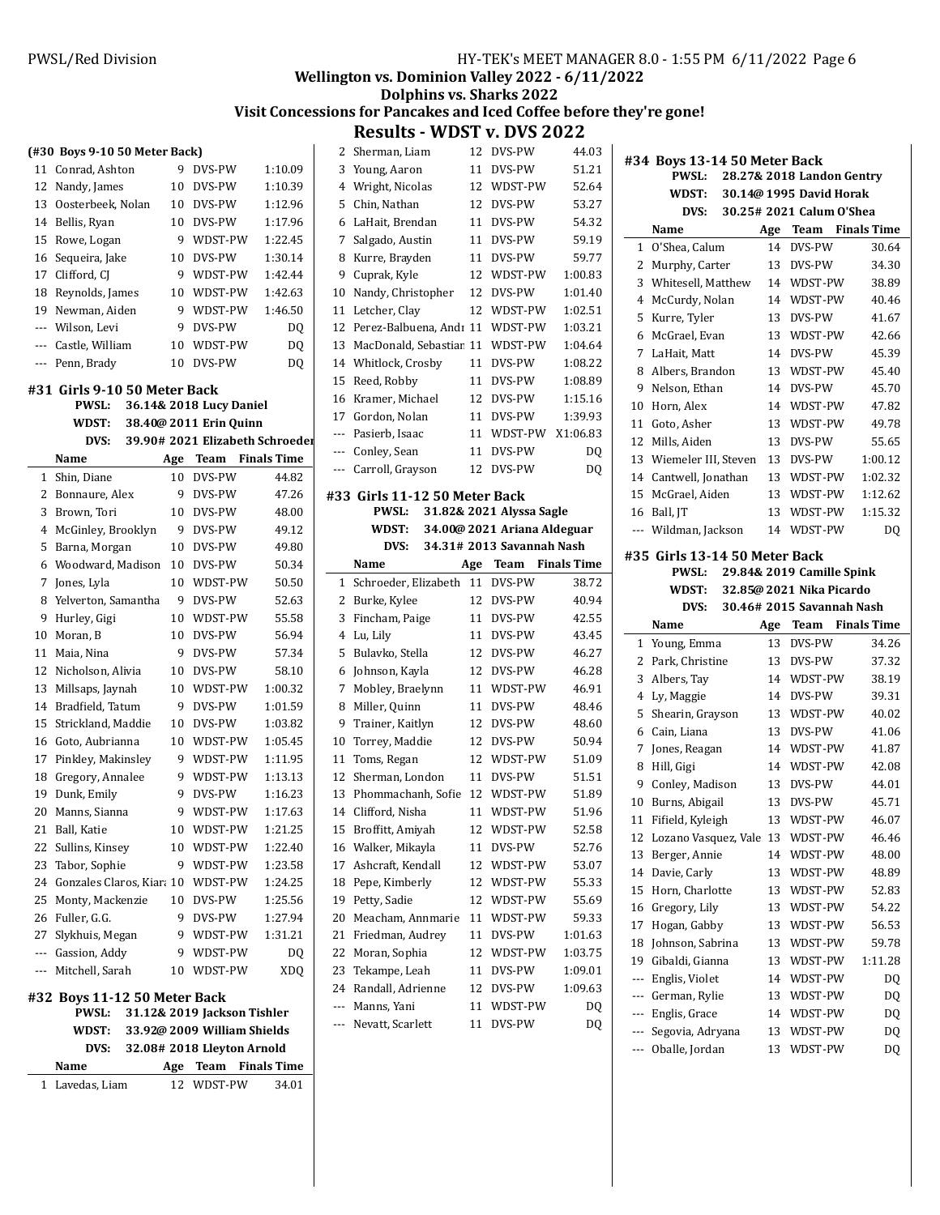**Wellington vs. Dominion Valley 2022 - 6/11/2022**
**Dolphins vs. Sharks 2022**
**Visit Concessions for Pancakes and Iced Coffee before they're gone!**

## Results - WDST v. DVS 2022

### (#30 Boys 9-10 50 Meter Back)

| | Name | Age | Team | Finals Time |
|---|---|---|---|---|
| 11 | Conrad, Ashton | 9 | DVS-PW | 1:10.09 |
| 12 | Nandy, James | 10 | DVS-PW | 1:10.39 |
| 13 | Oosterbeek, Nolan | 10 | DVS-PW | 1:12.96 |
| 14 | Bellis, Ryan | 10 | DVS-PW | 1:17.96 |
| 15 | Rowe, Logan | 9 | WDST-PW | 1:22.45 |
| 16 | Sequeira, Jake | 10 | DVS-PW | 1:30.14 |
| 17 | Clifford, CJ | 9 | WDST-PW | 1:42.44 |
| 18 | Reynolds, James | 10 | WDST-PW | 1:42.63 |
| 19 | Newman, Aiden | 9 | WDST-PW | 1:46.50 |
| --- | Wilson, Levi | 9 | DVS-PW | DQ |
| --- | Castle, William | 10 | WDST-PW | DQ |
| --- | Penn, Brady | 10 | DVS-PW | DQ |

### #31 Girls 9-10 50 Meter Back

**PWSL:** 36.14& 2018 Lucy Daniel
**WDST:** 38.40@ 2011 Erin Quinn
**DVS:** 39.90# 2021 Elizabeth Schroeder

| | Name | Age | Team | Finals Time |
|---|---|---|---|---|
| 1 | Shin, Diane | 10 | DVS-PW | 44.82 |
| 2 | Bonnaure, Alex | 9 | DVS-PW | 47.26 |
| 3 | Brown, Tori | 10 | DVS-PW | 48.00 |
| 4 | McGinley, Brooklyn | 9 | DVS-PW | 49.12 |
| 5 | Barna, Morgan | 10 | DVS-PW | 49.80 |
| 6 | Woodward, Madison | 10 | DVS-PW | 50.34 |
| 7 | Jones, Lyla | 10 | WDST-PW | 50.50 |
| 8 | Yelverton, Samantha | 9 | DVS-PW | 52.63 |
| 9 | Hurley, Gigi | 10 | WDST-PW | 55.58 |
| 10 | Moran, B | 10 | DVS-PW | 56.94 |
| 11 | Maia, Nina | 9 | DVS-PW | 57.34 |
| 12 | Nicholson, Alivia | 10 | DVS-PW | 58.10 |
| 13 | Millsaps, Jaynah | 10 | WDST-PW | 1:00.32 |
| 14 | Bradfield, Tatum | 9 | DVS-PW | 1:01.59 |
| 15 | Strickland, Maddie | 10 | DVS-PW | 1:03.82 |
| 16 | Goto, Aubrianna | 10 | WDST-PW | 1:05.45 |
| 17 | Pinkley, Makinsley | 9 | WDST-PW | 1:11.95 |
| 18 | Gregory, Annalee | 9 | WDST-PW | 1:13.13 |
| 19 | Dunk, Emily | 9 | DVS-PW | 1:16.23 |
| 20 | Manns, Sianna | 9 | WDST-PW | 1:17.63 |
| 21 | Ball, Katie | 10 | WDST-PW | 1:21.25 |
| 22 | Sullins, Kinsey | 10 | WDST-PW | 1:22.40 |
| 23 | Tabor, Sophie | 9 | WDST-PW | 1:23.58 |
| 24 | Gonzales Claros, Kiara | 10 | WDST-PW | 1:24.25 |
| 25 | Monty, Mackenzie | 10 | DVS-PW | 1:25.56 |
| 26 | Fuller, G.G. | 9 | DVS-PW | 1:27.94 |
| 27 | Slykhuis, Megan | 9 | WDST-PW | 1:31.21 |
| --- | Gassion, Addy | 9 | WDST-PW | DQ |
| --- | Mitchell, Sarah | 10 | WDST-PW | XDQ |

### #32 Boys 11-12 50 Meter Back

**PWSL:** 31.12& 2019 Jackson Tishler
**WDST:** 33.92@ 2009 William Shields
**DVS:** 32.08# 2018 Lleyton Arnold

| | Name | Age | Team | Finals Time |
|---|---|---|---|---|
| 1 | Lavedas, Liam | 12 | WDST-PW | 34.01 |
| 2 | Sherman, Liam | 12 | DVS-PW | 44.03 |
| 3 | Young, Aaron | 11 | DVS-PW | 51.21 |
| 4 | Wright, Nicolas | 12 | WDST-PW | 52.64 |
| 5 | Chin, Nathan | 12 | DVS-PW | 53.27 |
| 6 | LaHait, Brendan | 11 | DVS-PW | 54.32 |
| 7 | Salgado, Austin | 11 | DVS-PW | 59.19 |
| 8 | Kurre, Brayden | 11 | DVS-PW | 59.77 |
| 9 | Cuprak, Kyle | 12 | WDST-PW | 1:00.83 |
| 10 | Nandy, Christopher | 12 | DVS-PW | 1:01.40 |
| 11 | Letcher, Clay | 12 | WDST-PW | 1:02.51 |
| 12 | Perez-Balbuena, Andr | 11 | WDST-PW | 1:03.21 |
| 13 | MacDonald, Sebastian | 11 | WDST-PW | 1:04.64 |
| 14 | Whitlock, Crosby | 11 | DVS-PW | 1:08.22 |
| 15 | Reed, Robby | 11 | DVS-PW | 1:08.89 |
| 16 | Kramer, Michael | 12 | DVS-PW | 1:15.16 |
| 17 | Gordon, Nolan | 11 | DVS-PW | 1:39.93 |
| --- | Pasierb, Isaac | 11 | WDST-PW | X1:06.83 |
| --- | Conley, Sean | 11 | DVS-PW | DQ |
| --- | Carroll, Grayson | 12 | DVS-PW | DQ |

### #33 Girls 11-12 50 Meter Back

**PWSL:** 31.82& 2021 Alyssa Sagle
**WDST:** 34.00@ 2021 Ariana Aldeguar
**DVS:** 34.31# 2013 Savannah Nash

| | Name | Age | Team | Finals Time |
|---|---|---|---|---|
| 1 | Schroeder, Elizabeth | 11 | DVS-PW | 38.72 |
| 2 | Burke, Kylee | 12 | DVS-PW | 40.94 |
| 3 | Fincham, Paige | 11 | DVS-PW | 42.55 |
| 4 | Lu, Lily | 11 | DVS-PW | 43.45 |
| 5 | Bulavko, Stella | 12 | DVS-PW | 46.27 |
| 6 | Johnson, Kayla | 12 | DVS-PW | 46.28 |
| 7 | Mobley, Braelynn | 11 | WDST-PW | 46.91 |
| 8 | Miller, Quinn | 11 | DVS-PW | 48.46 |
| 9 | Trainer, Kaitlyn | 12 | DVS-PW | 48.60 |
| 10 | Torrey, Maddie | 12 | DVS-PW | 50.94 |
| 11 | Toms, Regan | 12 | WDST-PW | 51.09 |
| 12 | Sherman, London | 11 | DVS-PW | 51.51 |
| 13 | Phommachanh, Sofie | 12 | WDST-PW | 51.89 |
| 14 | Clifford, Nisha | 11 | WDST-PW | 51.96 |
| 15 | Broffitt, Amiyah | 12 | WDST-PW | 52.58 |
| 16 | Walker, Mikayla | 11 | DVS-PW | 52.76 |
| 17 | Ashcraft, Kendall | 12 | WDST-PW | 53.07 |
| 18 | Pepe, Kimberly | 12 | WDST-PW | 55.33 |
| 19 | Petty, Sadie | 12 | WDST-PW | 55.69 |
| 20 | Meacham, Annmarie | 11 | WDST-PW | 59.33 |
| 21 | Friedman, Audrey | 11 | DVS-PW | 1:01.63 |
| 22 | Moran, Sophia | 12 | WDST-PW | 1:03.75 |
| 23 | Tekampe, Leah | 11 | DVS-PW | 1:09.01 |
| 24 | Randall, Adrienne | 12 | DVS-PW | 1:09.63 |
| --- | Manns, Yani | 11 | WDST-PW | DQ |
| --- | Nevatt, Scarlett | 11 | DVS-PW | DQ |

### #34 Boys 13-14 50 Meter Back

**PWSL:** 28.27& 2018 Landon Gentry
**WDST:** 30.14@ 1995 David Horak
**DVS:** 30.25# 2021 Calum O'Shea

| | Name | Age | Team | Finals Time |
|---|---|---|---|---|
| 1 | O'Shea, Calum | 14 | DVS-PW | 30.64 |
| 2 | Murphy, Carter | 13 | DVS-PW | 34.30 |
| 3 | Whitesell, Matthew | 14 | WDST-PW | 38.89 |
| 4 | McCurdy, Nolan | 14 | WDST-PW | 40.46 |
| 5 | Kurre, Tyler | 13 | DVS-PW | 41.67 |
| 6 | McGrael, Evan | 13 | WDST-PW | 42.66 |
| 7 | LaHait, Matt | 14 | DVS-PW | 45.39 |
| 8 | Albers, Brandon | 13 | WDST-PW | 45.40 |
| 9 | Nelson, Ethan | 14 | DVS-PW | 45.70 |
| 10 | Horn, Alex | 14 | WDST-PW | 47.82 |
| 11 | Goto, Asher | 13 | WDST-PW | 49.78 |
| 12 | Mills, Aiden | 13 | DVS-PW | 55.65 |
| 13 | Wiemeler III, Steven | 13 | DVS-PW | 1:00.12 |
| 14 | Cantwell, Jonathan | 13 | WDST-PW | 1:02.32 |
| 15 | McGrael, Aiden | 13 | WDST-PW | 1:12.62 |
| 16 | Ball, JT | 13 | WDST-PW | 1:15.32 |
| --- | Wildman, Jackson | 14 | WDST-PW | DQ |

### #35 Girls 13-14 50 Meter Back

**PWSL:** 29.84& 2019 Camille Spink
**WDST:** 32.85@ 2021 Nika Picardo
**DVS:** 30.46# 2015 Savannah Nash

| | Name | Age | Team | Finals Time |
|---|---|---|---|---|
| 1 | Young, Emma | 13 | DVS-PW | 34.26 |
| 2 | Park, Christine | 13 | DVS-PW | 37.32 |
| 3 | Albers, Tay | 14 | WDST-PW | 38.19 |
| 4 | Ly, Maggie | 14 | DVS-PW | 39.31 |
| 5 | Shearin, Grayson | 13 | WDST-PW | 40.02 |
| 6 | Cain, Liana | 13 | DVS-PW | 41.06 |
| 7 | Jones, Reagan | 14 | WDST-PW | 41.87 |
| 8 | Hill, Gigi | 14 | WDST-PW | 42.08 |
| 9 | Conley, Madison | 13 | DVS-PW | 44.01 |
| 10 | Burns, Abigail | 13 | DVS-PW | 45.71 |
| 11 | Fifield, Kyleigh | 13 | WDST-PW | 46.07 |
| 12 | Lozano Vasquez, Vale | 13 | WDST-PW | 46.46 |
| 13 | Berger, Annie | 14 | WDST-PW | 48.00 |
| 14 | Davie, Carly | 13 | WDST-PW | 48.89 |
| 15 | Horn, Charlotte | 13 | WDST-PW | 52.83 |
| 16 | Gregory, Lily | 13 | WDST-PW | 54.22 |
| 17 | Hogan, Gabby | 13 | WDST-PW | 56.53 |
| 18 | Johnson, Sabrina | 13 | WDST-PW | 59.78 |
| 19 | Gibaldi, Gianna | 13 | WDST-PW | 1:11.28 |
| --- | Englis, Violet | 14 | WDST-PW | DQ |
| --- | German, Rylie | 13 | WDST-PW | DQ |
| --- | Englis, Grace | 14 | WDST-PW | DQ |
| --- | Segovia, Adryana | 13 | WDST-PW | DQ |
| --- | Oballe, Jordan | 13 | WDST-PW | DQ |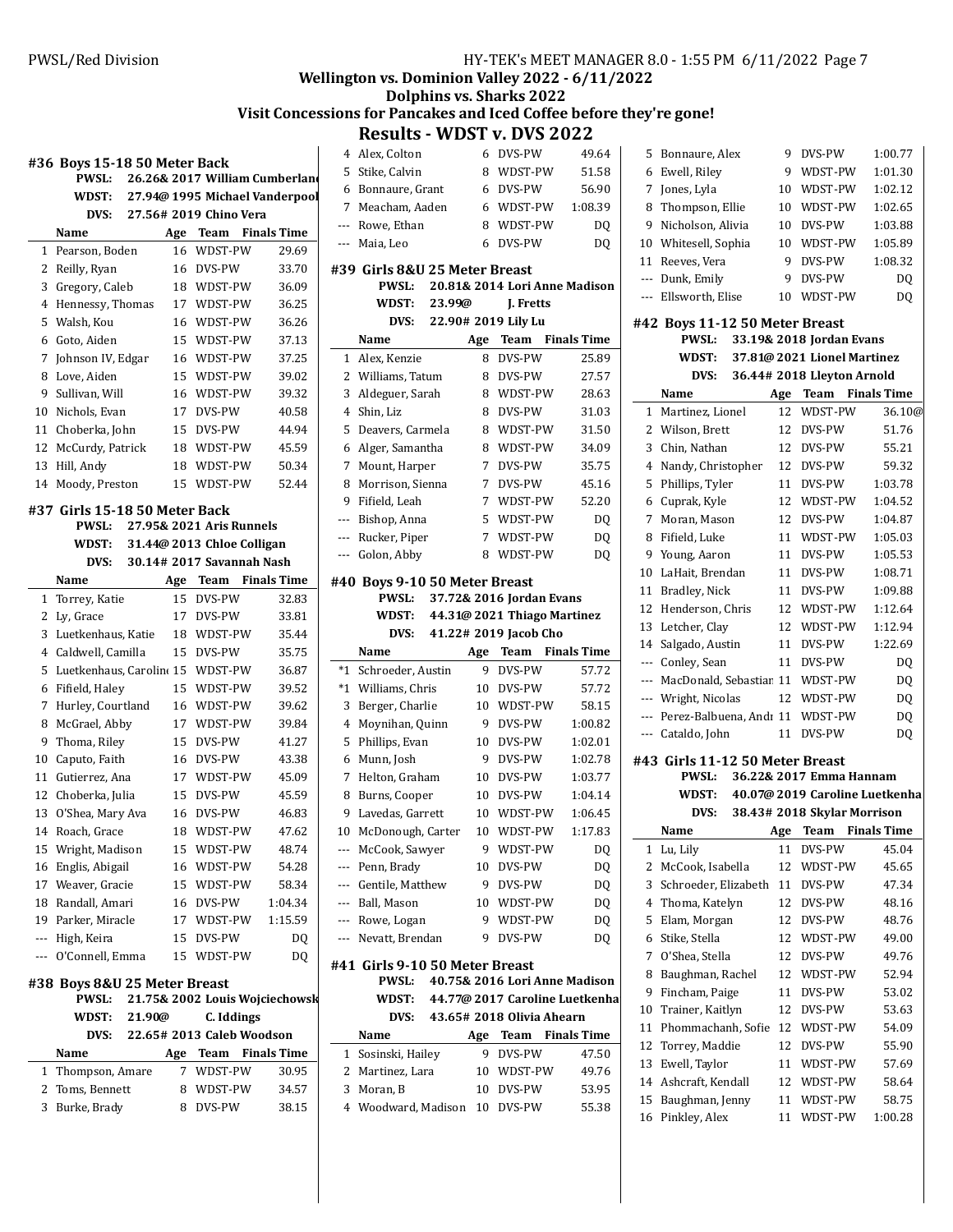Wellington vs. Dominion Valley 2022 - 6/11/2022

Dolphins vs. Sharks 2022

Visit Concessions for Pancakes and Iced Coffee before they're gone!

# Results - WDST v. DVS 2022

## #36 Boys 15-18 50 Meter Back

PWSL: 26.26& 2017 William Cumberland
WDST: 27.94@ 1995 Michael Vanderpool
DVS: 27.56# 2019 Chino Vera

| | Name | Age | Team | Finals Time |
|---|---|---|---|---|
| 1 | Pearson, Boden | 16 | WDST-PW | 29.69 |
| 2 | Reilly, Ryan | 16 | DVS-PW | 33.70 |
| 3 | Gregory, Caleb | 18 | WDST-PW | 36.09 |
| 4 | Hennessy, Thomas | 17 | WDST-PW | 36.25 |
| 5 | Walsh, Kou | 16 | WDST-PW | 36.26 |
| 6 | Goto, Aiden | 15 | WDST-PW | 37.13 |
| 7 | Johnson IV, Edgar | 16 | WDST-PW | 37.25 |
| 8 | Love, Aiden | 15 | WDST-PW | 39.02 |
| 9 | Sullivan, Will | 16 | WDST-PW | 39.32 |
| 10 | Nichols, Evan | 17 | DVS-PW | 40.58 |
| 11 | Choberka, John | 15 | DVS-PW | 44.94 |
| 12 | McCurdy, Patrick | 18 | WDST-PW | 45.59 |
| 13 | Hill, Andy | 18 | WDST-PW | 50.34 |
| 14 | Moody, Preston | 15 | WDST-PW | 52.44 |

## #37 Girls 15-18 50 Meter Back

PWSL: 27.95& 2021 Aris Runnels
WDST: 31.44@ 2013 Chloe Colligan
DVS: 30.14# 2017 Savannah Nash

| | Name | Age | Team | Finals Time |
|---|---|---|---|---|
| 1 | Torrey, Katie | 15 | DVS-PW | 32.83 |
| 2 | Ly, Grace | 17 | DVS-PW | 33.81 |
| 3 | Luetkenhaus, Katie | 18 | WDST-PW | 35.44 |
| 4 | Caldwell, Camilla | 15 | DVS-PW | 35.75 |
| 5 | Luetkenhaus, Carolin | 15 | WDST-PW | 36.87 |
| 6 | Fifield, Haley | 15 | WDST-PW | 39.52 |
| 7 | Hurley, Courtland | 16 | WDST-PW | 39.62 |
| 8 | McGrael, Abby | 17 | WDST-PW | 39.84 |
| 9 | Thoma, Riley | 15 | DVS-PW | 41.27 |
| 10 | Caputo, Faith | 16 | DVS-PW | 43.38 |
| 11 | Gutierrez, Ana | 17 | WDST-PW | 45.09 |
| 12 | Choberka, Julia | 15 | DVS-PW | 45.59 |
| 13 | O'Shea, Mary Ava | 16 | DVS-PW | 46.83 |
| 14 | Roach, Grace | 18 | WDST-PW | 47.62 |
| 15 | Wright, Madison | 15 | WDST-PW | 48.74 |
| 16 | Englis, Abigail | 16 | WDST-PW | 54.28 |
| 17 | Weaver, Gracie | 15 | WDST-PW | 58.34 |
| 18 | Randall, Amari | 16 | DVS-PW | 1:04.34 |
| 19 | Parker, Miracle | 17 | WDST-PW | 1:15.59 |
| --- | High, Keira | 15 | DVS-PW | DQ |
| --- | O'Connell, Emma | 15 | WDST-PW | DQ |

## #38 Boys 8&U 25 Meter Breast

PWSL: 21.75& 2002 Louis Wojciechowski
WDST: 21.90@ C. Iddings
DVS: 22.65# 2013 Caleb Woodson

| | Name | Age | Team | Finals Time |
|---|---|---|---|---|
| 1 | Thompson, Amare | 7 | WDST-PW | 30.95 |
| 2 | Toms, Bennett | 8 | WDST-PW | 34.57 |
| 3 | Burke, Brady | 8 | DVS-PW | 38.15 |
| 4 | Alex, Colton | 6 | DVS-PW | 49.64 |
| 5 | Stike, Calvin | 8 | WDST-PW | 51.58 |
| 6 | Bonnaure, Grant | 6 | DVS-PW | 56.90 |
| 7 | Meacham, Aaden | 6 | WDST-PW | 1:08.39 |
| --- | Rowe, Ethan | 8 | WDST-PW | DQ |
| --- | Maia, Leo | 6 | DVS-PW | DQ |

## #39 Girls 8&U 25 Meter Breast

PWSL: 20.81& 2014 Lori Anne Madison
WDST: 23.99@ J. Fretts
DVS: 22.90# 2019 Lily Lu

| | Name | Age | Team | Finals Time |
|---|---|---|---|---|
| 1 | Alex, Kenzie | 8 | DVS-PW | 25.89 |
| 2 | Williams, Tatum | 8 | DVS-PW | 27.57 |
| 3 | Aldeguer, Sarah | 8 | WDST-PW | 28.63 |
| 4 | Shin, Liz | 8 | DVS-PW | 31.03 |
| 5 | Deavers, Carmela | 8 | WDST-PW | 31.50 |
| 6 | Alger, Samantha | 8 | WDST-PW | 34.09 |
| 7 | Mount, Harper | 7 | DVS-PW | 35.75 |
| 8 | Morrison, Sienna | 7 | DVS-PW | 45.16 |
| 9 | Fifield, Leah | 7 | WDST-PW | 52.20 |
| --- | Bishop, Anna | 5 | WDST-PW | DQ |
| --- | Rucker, Piper | 7 | WDST-PW | DQ |
| --- | Golon, Abby | 8 | WDST-PW | DQ |

## #40 Boys 9-10 50 Meter Breast

PWSL: 37.72& 2016 Jordan Evans
WDST: 44.31@ 2021 Thiago Martinez
DVS: 41.22# 2019 Jacob Cho

| | Name | Age | Team | Finals Time |
|---|---|---|---|---|
| *1 | Schroeder, Austin | 9 | DVS-PW | 57.72 |
| *1 | Williams, Chris | 10 | DVS-PW | 57.72 |
| 3 | Berger, Charlie | 10 | WDST-PW | 58.15 |
| 4 | Moynihan, Quinn | 9 | DVS-PW | 1:00.82 |
| 5 | Phillips, Evan | 10 | DVS-PW | 1:02.01 |
| 6 | Munn, Josh | 9 | DVS-PW | 1:02.78 |
| 7 | Helton, Graham | 10 | DVS-PW | 1:03.77 |
| 8 | Burns, Cooper | 10 | DVS-PW | 1:04.14 |
| 9 | Lavedas, Garrett | 10 | WDST-PW | 1:06.45 |
| 10 | McDonough, Carter | 10 | WDST-PW | 1:17.83 |
| --- | McCook, Sawyer | 9 | WDST-PW | DQ |
| --- | Penn, Brady | 10 | DVS-PW | DQ |
| --- | Gentile, Matthew | 9 | DVS-PW | DQ |
| --- | Ball, Mason | 10 | WDST-PW | DQ |
| --- | Rowe, Logan | 9 | WDST-PW | DQ |
| --- | Nevatt, Brendan | 9 | DVS-PW | DQ |

## #41 Girls 9-10 50 Meter Breast

PWSL: 40.75& 2016 Lori Anne Madison
WDST: 44.77@ 2017 Caroline Luetkenhaus
DVS: 43.65# 2018 Olivia Ahearn

| | Name | Age | Team | Finals Time |
|---|---|---|---|---|
| 1 | Sosinski, Hailey | 9 | DVS-PW | 47.50 |
| 2 | Martinez, Lara | 10 | WDST-PW | 49.76 |
| 3 | Moran, B | 10 | DVS-PW | 53.95 |
| 4 | Woodward, Madison | 10 | DVS-PW | 55.38 |
| 5 | Bonnaure, Alex | 9 | DVS-PW | 1:00.77 |
| 6 | Ewell, Riley | 9 | WDST-PW | 1:01.30 |
| 7 | Jones, Lyla | 10 | WDST-PW | 1:02.12 |
| 8 | Thompson, Ellie | 10 | WDST-PW | 1:02.65 |
| 9 | Nicholson, Alivia | 10 | DVS-PW | 1:03.88 |
| 10 | Whitesell, Sophia | 10 | WDST-PW | 1:05.89 |
| 11 | Reeves, Vera | 9 | DVS-PW | 1:08.32 |
| --- | Dunk, Emily | 9 | DVS-PW | DQ |
| --- | Ellsworth, Elise | 10 | WDST-PW | DQ |

## #42 Boys 11-12 50 Meter Breast

PWSL: 33.19& 2018 Jordan Evans
WDST: 37.81@ 2021 Lionel Martinez
DVS: 36.44# 2018 Lleyton Arnold

| | Name | Age | Team | Finals Time |
|---|---|---|---|---|
| 1 | Martinez, Lionel | 12 | WDST-PW | 36.10@ |
| 2 | Wilson, Brett | 12 | DVS-PW | 51.76 |
| 3 | Chin, Nathan | 12 | DVS-PW | 55.21 |
| 4 | Nandy, Christopher | 12 | DVS-PW | 59.32 |
| 5 | Phillips, Tyler | 11 | DVS-PW | 1:03.78 |
| 6 | Cuprak, Kyle | 12 | WDST-PW | 1:04.52 |
| 7 | Moran, Mason | 12 | DVS-PW | 1:04.87 |
| 8 | Fifield, Luke | 11 | WDST-PW | 1:05.03 |
| 9 | Young, Aaron | 11 | DVS-PW | 1:05.53 |
| 10 | LaHait, Brendan | 11 | DVS-PW | 1:08.71 |
| 11 | Bradley, Nick | 11 | DVS-PW | 1:09.88 |
| 12 | Henderson, Chris | 12 | WDST-PW | 1:12.64 |
| 13 | Letcher, Clay | 12 | WDST-PW | 1:12.94 |
| 14 | Salgado, Austin | 11 | DVS-PW | 1:22.69 |
| --- | Conley, Sean | 11 | DVS-PW | DQ |
| --- | MacDonald, Sebastian | 11 | WDST-PW | DQ |
| --- | Wright, Nicolas | 12 | WDST-PW | DQ |
| --- | Perez-Balbuena, Andr | 11 | WDST-PW | DQ |
| --- | Cataldo, John | 11 | DVS-PW | DQ |

## #43 Girls 11-12 50 Meter Breast

PWSL: 36.22& 2017 Emma Hannam
WDST: 40.07@ 2019 Caroline Luetkenha
DVS: 38.43# 2018 Skylar Morrison

| | Name | Age | Team | Finals Time |
|---|---|---|---|---|
| 1 | Lu, Lily | 11 | DVS-PW | 45.04 |
| 2 | McCook, Isabella | 12 | WDST-PW | 45.65 |
| 3 | Schroeder, Elizabeth | 11 | DVS-PW | 47.34 |
| 4 | Thoma, Katelyn | 12 | DVS-PW | 48.16 |
| 5 | Elam, Morgan | 12 | DVS-PW | 48.76 |
| 6 | Stike, Stella | 12 | WDST-PW | 49.00 |
| 7 | O'Shea, Stella | 12 | DVS-PW | 49.76 |
| 8 | Baughman, Rachel | 12 | WDST-PW | 52.94 |
| 9 | Fincham, Paige | 11 | DVS-PW | 53.02 |
| 10 | Trainer, Kaitlyn | 12 | DVS-PW | 53.63 |
| 11 | Phommachanh, Sofie | 12 | WDST-PW | 54.09 |
| 12 | Torrey, Maddie | 12 | DVS-PW | 55.90 |
| 13 | Ewell, Taylor | 11 | WDST-PW | 57.69 |
| 14 | Ashcraft, Kendall | 12 | WDST-PW | 58.64 |
| 15 | Baughman, Jenny | 11 | WDST-PW | 58.75 |
| 16 | Pinkley, Alex | 11 | WDST-PW | 1:00.28 |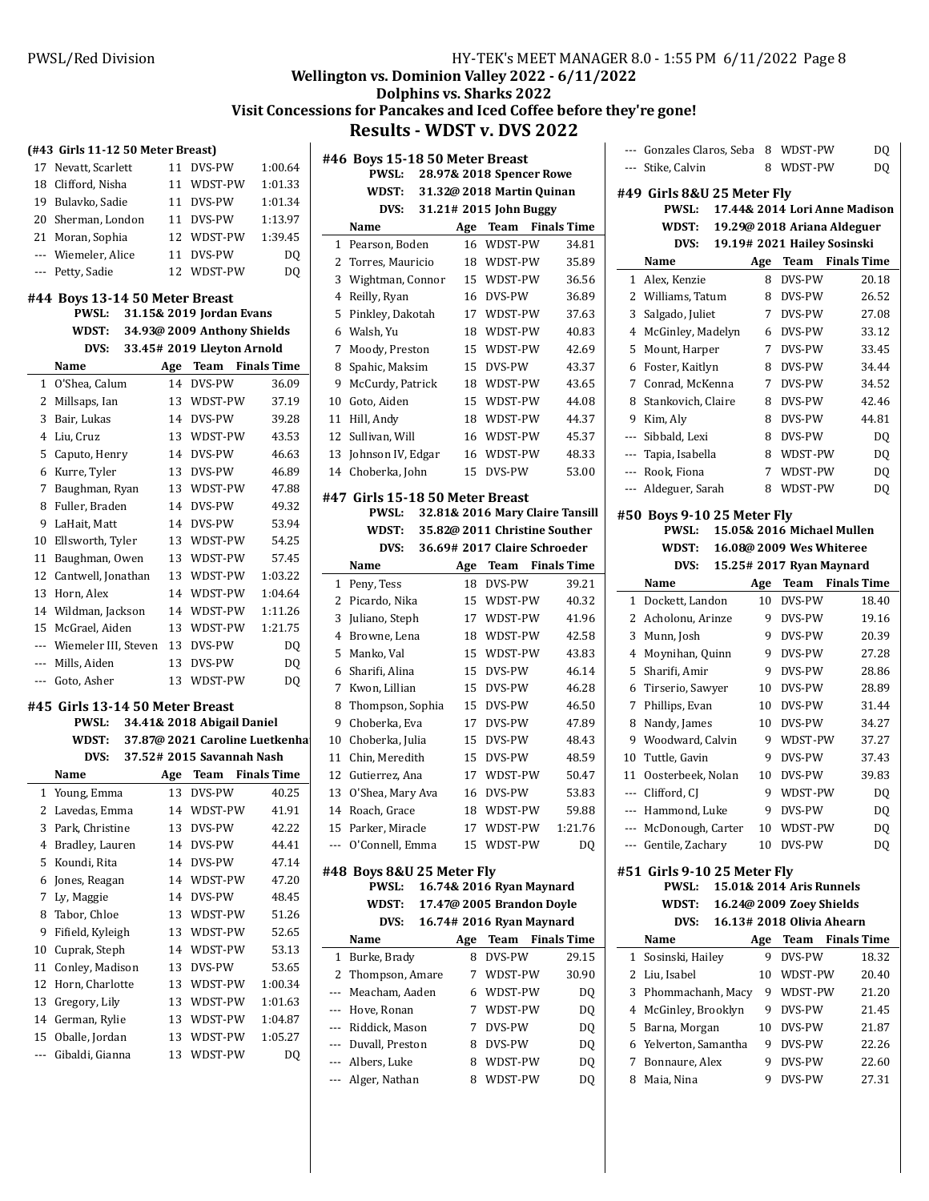## Wellington vs. Dominion Valley 2022 - 6/11/2022
## Dolphins vs. Sharks 2022
## Visit Concessions for Pancakes and Iced Coffee before they're gone!
# Results - WDST v. DVS 2022

### (#43 Girls 11-12 50 Meter Breast)

| | Name | Age | Team | Finals Time |
|---|---|---|---|---|
| 17 | Nevatt, Scarlett | 11 | DVS-PW | 1:00.64 |
| 18 | Clifford, Nisha | 11 | WDST-PW | 1:01.33 |
| 19 | Bulavko, Sadie | 11 | DVS-PW | 1:01.34 |
| 20 | Sherman, London | 11 | DVS-PW | 1:13.97 |
| 21 | Moran, Sophia | 12 | WDST-PW | 1:39.45 |
| --- | Wiemeler, Alice | 11 | DVS-PW | DQ |
| --- | Petty, Sadie | 12 | WDST-PW | DQ |

### #44 Boys 13-14 50 Meter Breast

PWSL: 31.15& 2019 Jordan Evans
WDST: 34.93@ 2009 Anthony Shields
DVS: 33.45# 2019 Lleyton Arnold

| | Name | Age | Team | Finals Time |
|---|---|---|---|---|
| 1 | O'Shea, Calum | 14 | DVS-PW | 36.09 |
| 2 | Millsaps, Ian | 13 | WDST-PW | 37.19 |
| 3 | Bair, Lukas | 14 | DVS-PW | 39.28 |
| 4 | Liu, Cruz | 13 | WDST-PW | 43.53 |
| 5 | Caputo, Henry | 14 | DVS-PW | 46.63 |
| 6 | Kurre, Tyler | 13 | DVS-PW | 46.89 |
| 7 | Baughman, Ryan | 13 | WDST-PW | 47.88 |
| 8 | Fuller, Braden | 14 | DVS-PW | 49.32 |
| 9 | LaHait, Matt | 14 | DVS-PW | 53.94 |
| 10 | Ellsworth, Tyler | 13 | WDST-PW | 54.25 |
| 11 | Baughman, Owen | 13 | WDST-PW | 57.45 |
| 12 | Cantwell, Jonathan | 13 | WDST-PW | 1:03.22 |
| 13 | Horn, Alex | 14 | WDST-PW | 1:04.64 |
| 14 | Wildman, Jackson | 14 | WDST-PW | 1:11.26 |
| 15 | McGrael, Aiden | 13 | WDST-PW | 1:21.75 |
| --- | Wiemeler III, Steven | 13 | DVS-PW | DQ |
| --- | Mills, Aiden | 13 | DVS-PW | DQ |
| --- | Goto, Asher | 13 | WDST-PW | DQ |

### #45 Girls 13-14 50 Meter Breast

PWSL: 34.41& 2018 Abigail Daniel
WDST: 37.87@ 2021 Caroline Luetkenha
DVS: 37.52# 2015 Savannah Nash

| | Name | Age | Team | Finals Time |
|---|---|---|---|---|
| 1 | Young, Emma | 13 | DVS-PW | 40.25 |
| 2 | Lavedas, Emma | 14 | WDST-PW | 41.91 |
| 3 | Park, Christine | 13 | DVS-PW | 42.22 |
| 4 | Bradley, Lauren | 14 | DVS-PW | 44.41 |
| 5 | Koundi, Rita | 14 | DVS-PW | 47.14 |
| 6 | Jones, Reagan | 14 | WDST-PW | 47.20 |
| 7 | Ly, Maggie | 14 | DVS-PW | 48.45 |
| 8 | Tabor, Chloe | 13 | WDST-PW | 51.26 |
| 9 | Fifield, Kyleigh | 13 | WDST-PW | 52.65 |
| 10 | Cuprak, Steph | 14 | WDST-PW | 53.13 |
| 11 | Conley, Madison | 13 | DVS-PW | 53.65 |
| 12 | Horn, Charlotte | 13 | WDST-PW | 1:00.34 |
| 13 | Gregory, Lily | 13 | WDST-PW | 1:01.63 |
| 14 | German, Rylie | 13 | WDST-PW | 1:04.87 |
| 15 | Oballe, Jordan | 13 | WDST-PW | 1:05.27 |
| --- | Gibaldi, Gianna | 13 | WDST-PW | DQ |

### #46 Boys 15-18 50 Meter Breast

PWSL: 28.97& 2018 Spencer Rowe
WDST: 31.32@ 2018 Martin Quinan
DVS: 31.21# 2015 John Buggy

| | Name | Age | Team | Finals Time |
|---|---|---|---|---|
| 1 | Pearson, Boden | 16 | WDST-PW | 34.81 |
| 2 | Torres, Mauricio | 18 | WDST-PW | 35.89 |
| 3 | Wightman, Connor | 15 | WDST-PW | 36.56 |
| 4 | Reilly, Ryan | 16 | DVS-PW | 36.89 |
| 5 | Pinkley, Dakotah | 17 | WDST-PW | 37.63 |
| 6 | Walsh, Yu | 18 | WDST-PW | 40.83 |
| 7 | Moody, Preston | 15 | WDST-PW | 42.69 |
| 8 | Spahic, Maksim | 15 | DVS-PW | 43.37 |
| 9 | McCurdy, Patrick | 18 | WDST-PW | 43.65 |
| 10 | Goto, Aiden | 15 | WDST-PW | 44.08 |
| 11 | Hill, Andy | 18 | WDST-PW | 44.37 |
| 12 | Sullivan, Will | 16 | WDST-PW | 45.37 |
| 13 | Johnson IV, Edgar | 16 | WDST-PW | 48.33 |
| 14 | Choberka, John | 15 | DVS-PW | 53.00 |

### #47 Girls 15-18 50 Meter Breast

PWSL: 32.81& 2016 Mary Claire Tansill
WDST: 35.82@ 2011 Christine Souther
DVS: 36.69# 2017 Claire Schroeder

| | Name | Age | Team | Finals Time |
|---|---|---|---|---|
| 1 | Peny, Tess | 18 | DVS-PW | 39.21 |
| 2 | Picardo, Nika | 15 | WDST-PW | 40.32 |
| 3 | Juliano, Steph | 17 | WDST-PW | 41.96 |
| 4 | Browne, Lena | 18 | WDST-PW | 42.58 |
| 5 | Manko, Val | 15 | WDST-PW | 43.83 |
| 6 | Sharifi, Alina | 15 | DVS-PW | 46.14 |
| 7 | Kwon, Lillian | 15 | DVS-PW | 46.28 |
| 8 | Thompson, Sophia | 15 | DVS-PW | 46.50 |
| 9 | Choberka, Eva | 17 | DVS-PW | 47.89 |
| 10 | Choberka, Julia | 15 | DVS-PW | 48.43 |
| 11 | Chin, Meredith | 15 | DVS-PW | 48.59 |
| 12 | Gutierrez, Ana | 17 | WDST-PW | 50.47 |
| 13 | O'Shea, Mary Ava | 16 | DVS-PW | 53.83 |
| 14 | Roach, Grace | 18 | WDST-PW | 59.88 |
| 15 | Parker, Miracle | 17 | WDST-PW | 1:21.76 |
| --- | O'Connell, Emma | 15 | WDST-PW | DQ |

### #48 Boys 8&U 25 Meter Fly

PWSL: 16.74& 2016 Ryan Maynard
WDST: 17.47@ 2005 Brandon Doyle
DVS: 16.74# 2016 Ryan Maynard

| | Name | Age | Team | Finals Time |
|---|---|---|---|---|
| 1 | Burke, Brady | 8 | DVS-PW | 29.15 |
| 2 | Thompson, Amare | 7 | WDST-PW | 30.90 |
| --- | Meacham, Aaden | 6 | WDST-PW | DQ |
| --- | Hove, Ronan | 7 | WDST-PW | DQ |
| --- | Riddick, Mason | 7 | DVS-PW | DQ |
| --- | Duvall, Preston | 8 | DVS-PW | DQ |
| --- | Albers, Luke | 8 | WDST-PW | DQ |
| --- | Alger, Nathan | 8 | WDST-PW | DQ |
| --- | Gonzales Claros, Seba | 8 | WDST-PW | DQ |
| --- | Stike, Calvin | 8 | WDST-PW | DQ |

### #49 Girls 8&U 25 Meter Fly

PWSL: 17.44& 2014 Lori Anne Madison
WDST: 19.29@ 2018 Ariana Aldeguer
DVS: 19.19# 2021 Hailey Sosinski

| | Name | Age | Team | Finals Time |
|---|---|---|---|---|
| 1 | Alex, Kenzie | 8 | DVS-PW | 20.18 |
| 2 | Williams, Tatum | 8 | DVS-PW | 26.52 |
| 3 | Salgado, Juliet | 7 | DVS-PW | 27.08 |
| 4 | McGinley, Madelyn | 6 | DVS-PW | 33.12 |
| 5 | Mount, Harper | 7 | DVS-PW | 33.45 |
| 6 | Foster, Kaitlyn | 8 | DVS-PW | 34.44 |
| 7 | Conrad, McKenna | 7 | DVS-PW | 34.52 |
| 8 | Stankovich, Claire | 8 | DVS-PW | 42.46 |
| 9 | Kim, Aly | 8 | DVS-PW | 44.81 |
| --- | Sibbald, Lexi | 8 | DVS-PW | DQ |
| --- | Tapia, Isabella | 8 | WDST-PW | DQ |
| --- | Rook, Fiona | 7 | WDST-PW | DQ |
| --- | Aldeguer, Sarah | 8 | WDST-PW | DQ |

### #50 Boys 9-10 25 Meter Fly

PWSL: 15.05& 2016 Michael Mullen
WDST: 16.08@ 2009 Wes Whiteree
DVS: 15.25# 2017 Ryan Maynard

| | Name | Age | Team | Finals Time |
|---|---|---|---|---|
| 1 | Dockett, Landon | 10 | DVS-PW | 18.40 |
| 2 | Acholonu, Arinze | 9 | DVS-PW | 19.16 |
| 3 | Munn, Josh | 9 | DVS-PW | 20.39 |
| 4 | Moynihan, Quinn | 9 | DVS-PW | 27.28 |
| 5 | Sharifi, Amir | 9 | DVS-PW | 28.86 |
| 6 | Tirserio, Sawyer | 10 | DVS-PW | 28.89 |
| 7 | Phillips, Evan | 10 | DVS-PW | 31.44 |
| 8 | Nandy, James | 10 | DVS-PW | 34.27 |
| 9 | Woodward, Calvin | 9 | WDST-PW | 37.27 |
| 10 | Tuttle, Gavin | 9 | DVS-PW | 37.43 |
| 11 | Oosterbeek, Nolan | 10 | DVS-PW | 39.83 |
| --- | Clifford, CJ | 9 | WDST-PW | DQ |
| --- | Hammond, Luke | 9 | DVS-PW | DQ |
| --- | McDonough, Carter | 10 | WDST-PW | DQ |
| --- | Gentile, Zachary | 10 | DVS-PW | DQ |

### #51 Girls 9-10 25 Meter Fly

PWSL: 15.01& 2014 Aris Runnels
WDST: 16.24@ 2009 Zoey Shields
DVS: 16.13# 2018 Olivia Ahearn

| | Name | Age | Team | Finals Time |
|---|---|---|---|---|
| 1 | Sosinski, Hailey | 9 | DVS-PW | 18.32 |
| 2 | Liu, Isabel | 10 | WDST-PW | 20.40 |
| 3 | Phommachanh, Macy | 9 | WDST-PW | 21.20 |
| 4 | McGinley, Brooklyn | 9 | DVS-PW | 21.45 |
| 5 | Barna, Morgan | 10 | DVS-PW | 21.87 |
| 6 | Yelverton, Samantha | 9 | DVS-PW | 22.26 |
| 7 | Bonnaure, Alex | 9 | DVS-PW | 22.60 |
| 8 | Maia, Nina | 9 | DVS-PW | 27.31 |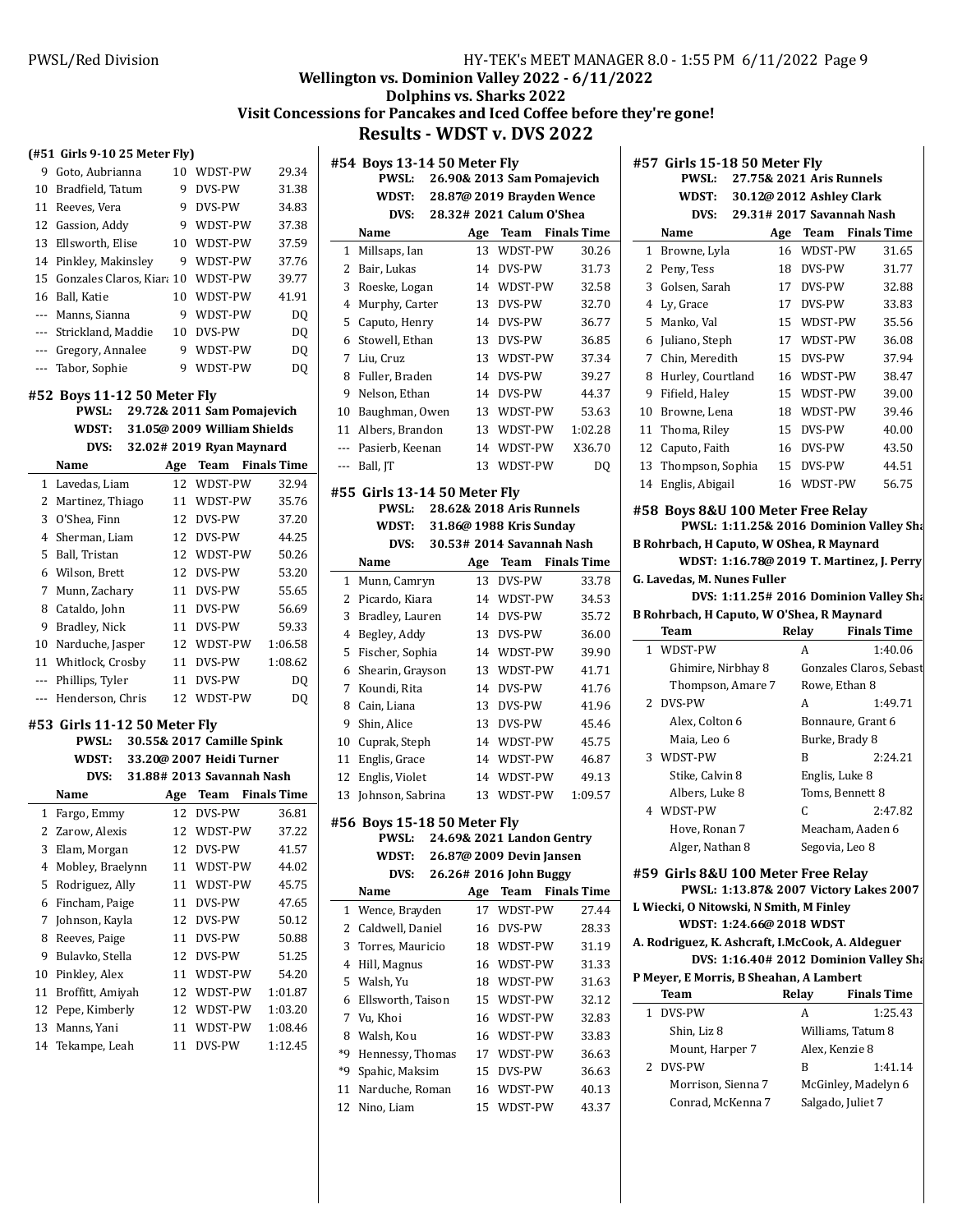# Wellington vs. Dominion Valley 2022 - 6/11/2022

## Dolphins vs. Sharks 2022

### Visit Concessions for Pancakes and Iced Coffee before they're gone!

## Results - WDST v. DVS 2022

**(#51 Girls 9-10 25 Meter Fly)**

| | Name | Age | Team | Finals Time |
|---|---|---|---|---|
| 9 | Goto, Aubrianna | 10 | WDST-PW | 29.34 |
| 10 | Bradfield, Tatum | 9 | DVS-PW | 31.38 |
| 11 | Reeves, Vera | 9 | DVS-PW | 34.83 |
| 12 | Gassion, Addy | 9 | WDST-PW | 37.38 |
| 13 | Ellsworth, Elise | 10 | WDST-PW | 37.59 |
| 14 | Pinkley, Makinsley | 9 | WDST-PW | 37.76 |
| 15 | Gonzales Claros, Kiara | 10 | WDST-PW | 39.77 |
| 16 | Ball, Katie | 10 | WDST-PW | 41.91 |
| --- | Manns, Sianna | 9 | WDST-PW | DQ |
| --- | Strickland, Maddie | 10 | DVS-PW | DQ |
| --- | Gregory, Annalee | 9 | WDST-PW | DQ |
| --- | Tabor, Sophie | 9 | WDST-PW | DQ |

### #52 Boys 11-12 50 Meter Fly

PWSL: 29.72& 2011 Sam Pomajevich
WDST: 31.05@ 2009 William Shields
DVS: 32.02# 2019 Ryan Maynard

| | Name | Age | Team | Finals Time |
|---|---|---|---|---|
| 1 | Lavedas, Liam | 12 | WDST-PW | 32.94 |
| 2 | Martinez, Thiago | 11 | WDST-PW | 35.76 |
| 3 | O'Shea, Finn | 12 | DVS-PW | 37.20 |
| 4 | Sherman, Liam | 12 | DVS-PW | 44.25 |
| 5 | Ball, Tristan | 12 | WDST-PW | 50.26 |
| 6 | Wilson, Brett | 12 | DVS-PW | 53.20 |
| 7 | Munn, Zachary | 11 | DVS-PW | 55.65 |
| 8 | Cataldo, John | 11 | DVS-PW | 56.69 |
| 9 | Bradley, Nick | 11 | DVS-PW | 59.33 |
| 10 | Narduche, Jasper | 12 | WDST-PW | 1:06.58 |
| 11 | Whitlock, Crosby | 11 | DVS-PW | 1:08.62 |
| --- | Phillips, Tyler | 11 | DVS-PW | DQ |
| --- | Henderson, Chris | 12 | WDST-PW | DQ |

### #53 Girls 11-12 50 Meter Fly

PWSL: 30.55& 2017 Camille Spink
WDST: 33.20@ 2007 Heidi Turner
DVS: 31.88# 2013 Savannah Nash

| | Name | Age | Team | Finals Time |
|---|---|---|---|---|
| 1 | Fargo, Emmy | 12 | DVS-PW | 36.81 |
| 2 | Zarow, Alexis | 12 | WDST-PW | 37.22 |
| 3 | Elam, Morgan | 12 | DVS-PW | 41.57 |
| 4 | Mobley, Braelynn | 11 | WDST-PW | 44.02 |
| 5 | Rodriguez, Ally | 11 | WDST-PW | 45.75 |
| 6 | Fincham, Paige | 11 | DVS-PW | 47.65 |
| 7 | Johnson, Kayla | 12 | DVS-PW | 50.12 |
| 8 | Reeves, Paige | 11 | DVS-PW | 50.88 |
| 9 | Bulavko, Stella | 12 | DVS-PW | 51.25 |
| 10 | Pinkley, Alex | 11 | WDST-PW | 54.20 |
| 11 | Broffitt, Amiyah | 12 | WDST-PW | 1:01.87 |
| 12 | Pepe, Kimberly | 12 | WDST-PW | 1:03.20 |
| 13 | Manns, Yani | 11 | WDST-PW | 1:08.46 |
| 14 | Tekampe, Leah | 11 | DVS-PW | 1:12.45 |

### #54 Boys 13-14 50 Meter Fly

PWSL: 26.90& 2013 Sam Pomajevich
WDST: 28.87@ 2019 Brayden Wence
DVS: 28.32# 2021 Calum O'Shea

| | Name | Age | Team | Finals Time |
|---|---|---|---|---|
| 1 | Millsaps, Ian | 13 | WDST-PW | 30.26 |
| 2 | Bair, Lukas | 14 | DVS-PW | 31.73 |
| 3 | Roeske, Logan | 14 | WDST-PW | 32.58 |
| 4 | Murphy, Carter | 13 | DVS-PW | 32.70 |
| 5 | Caputo, Henry | 14 | DVS-PW | 36.77 |
| 6 | Stowell, Ethan | 13 | DVS-PW | 36.85 |
| 7 | Liu, Cruz | 13 | WDST-PW | 37.34 |
| 8 | Fuller, Braden | 14 | DVS-PW | 39.27 |
| 9 | Nelson, Ethan | 14 | DVS-PW | 44.37 |
| 10 | Baughman, Owen | 13 | WDST-PW | 53.63 |
| 11 | Albers, Brandon | 13 | WDST-PW | 1:02.28 |
| --- | Pasierb, Keenan | 14 | WDST-PW | X36.70 |
| --- | Ball, JT | 13 | WDST-PW | DQ |

### #55 Girls 13-14 50 Meter Fly

PWSL: 28.62& 2018 Aris Runnels
WDST: 31.86@ 1988 Kris Sunday
DVS: 30.53# 2014 Savannah Nash

| | Name | Age | Team | Finals Time |
|---|---|---|---|---|
| 1 | Munn, Camryn | 13 | DVS-PW | 33.78 |
| 2 | Picardo, Kiara | 14 | WDST-PW | 34.53 |
| 3 | Bradley, Lauren | 14 | DVS-PW | 35.72 |
| 4 | Begley, Addy | 13 | DVS-PW | 36.00 |
| 5 | Fischer, Sophia | 14 | WDST-PW | 39.90 |
| 6 | Shearin, Grayson | 13 | WDST-PW | 41.71 |
| 7 | Koundi, Rita | 14 | DVS-PW | 41.76 |
| 8 | Cain, Liana | 13 | DVS-PW | 41.96 |
| 9 | Shin, Alice | 13 | DVS-PW | 45.46 |
| 10 | Cuprak, Steph | 14 | WDST-PW | 45.75 |
| 11 | Englis, Grace | 14 | WDST-PW | 46.87 |
| 12 | Englis, Violet | 14 | WDST-PW | 49.13 |
| 13 | Johnson, Sabrina | 13 | WDST-PW | 1:09.57 |

### #56 Boys 15-18 50 Meter Fly

PWSL: 24.69& 2021 Landon Gentry
WDST: 26.87@ 2009 Devin Jansen
DVS: 26.26# 2016 John Buggy

| | Name | Age | Team | Finals Time |
|---|---|---|---|---|
| 1 | Wence, Brayden | 17 | WDST-PW | 27.44 |
| 2 | Caldwell, Daniel | 16 | DVS-PW | 28.33 |
| 3 | Torres, Mauricio | 18 | WDST-PW | 31.19 |
| 4 | Hill, Magnus | 16 | WDST-PW | 31.33 |
| 5 | Walsh, Yu | 18 | WDST-PW | 31.63 |
| 6 | Ellsworth, Taison | 15 | WDST-PW | 32.12 |
| 7 | Vu, Khoi | 16 | WDST-PW | 32.83 |
| 8 | Walsh, Kou | 16 | WDST-PW | 33.83 |
| *9 | Hennessy, Thomas | 17 | WDST-PW | 36.63 |
| *9 | Spahic, Maksim | 15 | DVS-PW | 36.63 |
| 11 | Narduche, Roman | 16 | WDST-PW | 40.13 |
| 12 | Nino, Liam | 15 | WDST-PW | 43.37 |

### #57 Girls 15-18 50 Meter Fly

PWSL: 27.75& 2021 Aris Runnels
WDST: 30.12@ 2012 Ashley Clark
DVS: 29.31# 2017 Savannah Nash

| | Name | Age | Team | Finals Time |
|---|---|---|---|---|
| 1 | Browne, Lyla | 16 | WDST-PW | 31.65 |
| 2 | Peny, Tess | 18 | DVS-PW | 31.77 |
| 3 | Golsen, Sarah | 17 | DVS-PW | 32.88 |
| 4 | Ly, Grace | 17 | DVS-PW | 33.83 |
| 5 | Manko, Val | 15 | WDST-PW | 35.56 |
| 6 | Juliano, Steph | 17 | WDST-PW | 36.08 |
| 7 | Chin, Meredith | 15 | DVS-PW | 37.94 |
| 8 | Hurley, Courtland | 16 | WDST-PW | 38.47 |
| 9 | Fifield, Haley | 15 | WDST-PW | 39.00 |
| 10 | Browne, Lena | 18 | WDST-PW | 39.46 |
| 11 | Thoma, Riley | 15 | DVS-PW | 40.00 |
| 12 | Caputo, Faith | 16 | DVS-PW | 43.50 |
| 13 | Thompson, Sophia | 15 | DVS-PW | 44.51 |
| 14 | Englis, Abigail | 16 | WDST-PW | 56.75 |

### #58 Boys 8&U 100 Meter Free Relay

PWSL: 1:11.25& 2016 Dominion Valley Sha
B Rohrbach, H Caputo, W OShea, R Maynard
WDST: 1:16.78@ 2019 T. Martinez, J. Perry
G. Lavedas, M. Nunes Fuller
DVS: 1:11.25# 2016 Dominion Valley Sha
B Rohrbach, H Caputo, W O'Shea, R Maynard

| | Team | Relay | Finals Time |
|---|---|---|---|
| 1 | WDST-PW | A | 1:40.06 |
| | Ghimire, Nirbhay 8 | Gonzales Claros, Sebast | |
| | Thompson, Amare 7 | Rowe, Ethan 8 | |
| 2 | DVS-PW | A | 1:49.71 |
| | Alex, Colton 6 | Bonnaure, Grant 6 | |
| | Maia, Leo 6 | Burke, Brady 8 | |
| 3 | WDST-PW | B | 2:24.21 |
| | Stike, Calvin 8 | Englis, Luke 8 | |
| | Albers, Luke 8 | Toms, Bennett 8 | |
| 4 | WDST-PW | C | 2:47.82 |
| | Hove, Ronan 7 | Meacham, Aaden 6 | |
| | Alger, Nathan 8 | Segovia, Leo 8 | |

### #59 Girls 8&U 100 Meter Free Relay

PWSL: 1:13.87& 2007 Victory Lakes 2007
L Wiecki, O Nitowski, N Smith, M Finley
WDST: 1:24.66@ 2018 WDST
A. Rodriguez, K. Ashcraft, I.McCook, A. Aldeguer
DVS: 1:16.40# 2012 Dominion Valley Sha
P Meyer, E Morris, B Sheahan, A Lambert

| | Team | Relay | Finals Time |
|---|---|---|---|
| 1 | DVS-PW | A | 1:25.43 |
| | Shin, Liz 8 | Williams, Tatum 8 | |
| | Mount, Harper 7 | Alex, Kenzie 8 | |
| 2 | DVS-PW | B | 1:41.14 |
| | Morrison, Sienna 7 | McGinley, Madelyn 6 | |
| | Conrad, McKenna 7 | Salgado, Juliet 7 | |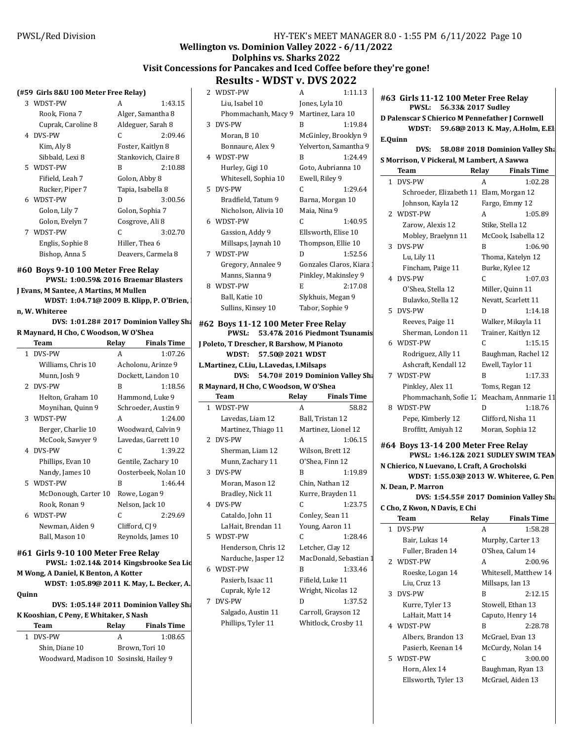Wellington vs. Dominion Valley 2022 - 6/11/2022

Dolphins vs. Sharks 2022

Visit Concessions for Pancakes and Iced Coffee before they're gone!

## Results - WDST v. DVS 2022

### (#59 Girls 8&U 100 Meter Free Relay)

| | Team | Relay | Finals Time |
|---|---|---|---|
| 3 | WDST-PW | A | 1:43.15 |
| | Rook, Fiona 7 | Alger, Samantha 8 | |
| | Cuprak, Caroline 8 | Aldeguer, Sarah 8 | |
| 4 | DVS-PW | C | 2:09.46 |
| | Kim, Aly 8 | Foster, Kaitlyn 8 | |
| | Sibbald, Lexi 8 | Stankovich, Claire 8 | |
| 5 | WDST-PW | B | 2:10.88 |
| | Fifield, Leah 7 | Golon, Abby 8 | |
| | Rucker, Piper 7 | Tapia, Isabella 8 | |
| 6 | WDST-PW | D | 3:00.56 |
| | Golon, Lily 7 | Golon, Sophia 7 | |
| | Golon, Evelyn 7 | Cosgrove, Ali 8 | |
| 7 | WDST-PW | C | 3:02.70 |
| | Englis, Sophie 8 | Hiller, Thea 6 | |
| | Bishop, Anna 5 | Deavers, Carmela 8 | |

### #60 Boys 9-10 100 Meter Free Relay

PWSL: 1:00.59& 2016 Braemar Blasters
J Evans, M Santee, A Martins, M Mullen

WDST: 1:04.71@ 2009 B. Klipp, P. O'Brien, n, W. Whiteree

DVS: 1:01.28# 2017 Dominion Valley Sha
R Maynard, H Cho, C Woodson, W O'Shea

| | Team | Relay | Finals Time |
|---|---|---|---|
| 1 | DVS-PW | A | 1:07.26 |
| | Williams, Chris 10 | Acholonu, Arinze 9 | |
| | Munn, Josh 9 | Dockett, Landon 10 | |
| 2 | DVS-PW | B | 1:18.56 |
| | Helton, Graham 10 | Hammond, Luke 9 | |
| | Moynihan, Quinn 9 | Schroeder, Austin 9 | |
| 3 | WDST-PW | A | 1:24.00 |
| | Berger, Charlie 10 | Woodward, Calvin 9 | |
| | McCook, Sawyer 9 | Lavedas, Garrett 10 | |
| 4 | DVS-PW | C | 1:39.22 |
| | Phillips, Evan 10 | Gentile, Zachary 10 | |
| | Nandy, James 10 | Oosterbeek, Nolan 10 | |
| 5 | WDST-PW | B | 1:46.44 |
| | McDonough, Carter 10 | Rowe, Logan 9 | |
| | Rook, Ronan 9 | Nelson, Jack 10 | |
| 6 | WDST-PW | C | 2:29.69 |
| | Newman, Aiden 9 | Clifford, CJ 9 | |
| | Ball, Mason 10 | Reynolds, James 10 | |

### #61 Girls 9-10 100 Meter Free Relay

PWSL: 1:02.14& 2014 Kingsbrooke Sea Lio
M Wong, A Daniel, K Benton, A Kotter

WDST: 1:05.89@ 2011 K. May, L. Becker, A. Quinn

DVS: 1:05.14# 2011 Dominion Valley Sha
K Kooshian, C Peny, E Whitaker, S Nash

| | Team | Relay | Finals Time |
|---|---|---|---|
| 1 | DVS-PW | A | 1:08.65 |
| | Shin, Diane 10 | Brown, Tori 10 | |
| | Woodward, Madison 10 | Sosinski, Hailey 9 | |
| 2 | WDST-PW | A | 1:11.13 |
| | Liu, Isabel 10 | Jones, Lyla 10 | |
| | Phommachanh, Macy 9 | Martinez, Lara 10 | |
| 3 | DVS-PW | B | 1:19.84 |
| | Moran, B 10 | McGinley, Brooklyn 9 | |
| | Bonnaure, Alex 9 | Yelverton, Samantha 9 | |
| 4 | WDST-PW | B | 1:24.49 |
| | Hurley, Gigi 10 | Goto, Aubrianna 10 | |
| | Whitesell, Sophia 10 | Ewell, Riley 9 | |
| 5 | DVS-PW | C | 1:29.64 |
| | Bradfield, Tatum 9 | Barna, Morgan 10 | |
| | Nicholson, Alivia 10 | Maia, Nina 9 | |
| 6 | WDST-PW | C | 1:40.95 |
| | Gassion, Addy 9 | Ellsworth, Elise 10 | |
| | Millsaps, Jaynah 10 | Thompson, Ellie 10 | |
| 7 | WDST-PW | D | 1:52.56 |
| | Gregory, Annalee 9 | Gonzales Claros, Kiara | |
| | Manns, Sianna 9 | Pinkley, Makinsley 9 | |
| 8 | WDST-PW | E | 2:17.08 |
| | Ball, Katie 10 | Slykhuis, Megan 9 | |
| | Sullins, Kinsey 10 | Tabor, Sophie 9 | |

### #62 Boys 11-12 100 Meter Free Relay

PWSL: 53.47& 2016 Piedmont Tsunamis
J Poleto, T Drescher, R Barshow, M Pianoto

WDST: 57.50@ 2021 WDST
L.Martinez, C.Liu, L.Lavedas, I.Milsaps

DVS: 54.70# 2019 Dominion Valley Sha
R Maynard, H Cho, C Woodson, W O'Shea

| | Team | Relay | Finals Time |
|---|---|---|---|
| 1 | WDST-PW | A | 58.82 |
| | Lavedas, Liam 12 | Ball, Tristan 12 | |
| | Martinez, Thiago 11 | Martinez, Lionel 12 | |
| 2 | DVS-PW | A | 1:06.15 |
| | Sherman, Liam 12 | Wilson, Brett 12 | |
| | Munn, Zachary 11 | O'Shea, Finn 12 | |
| 3 | DVS-PW | B | 1:19.89 |
| | Moran, Mason 12 | Chin, Nathan 12 | |
| | Bradley, Nick 11 | Kurre, Brayden 11 | |
| 4 | DVS-PW | C | 1:23.75 |
| | Cataldo, John 11 | Conley, Sean 11 | |
| | LaHait, Brendan 11 | Young, Aaron 11 | |
| 5 | WDST-PW | C | 1:28.46 |
| | Henderson, Chris 12 | Letcher, Clay 12 | |
| | Narduche, Jasper 12 | MacDonald, Sebastian | |
| 6 | WDST-PW | B | 1:33.46 |
| | Pasierb, Isaac 11 | Fifield, Luke 11 | |
| | Cuprak, Kyle 12 | Wright, Nicolas 12 | |
| 7 | DVS-PW | D | 1:37.52 |
| | Salgado, Austin 11 | Carroll, Grayson 12 | |
| | Phillips, Tyler 11 | Whitlock, Crosby 11 | |

### #63 Girls 11-12 100 Meter Free Relay

PWSL: 56.33& 2017 Sudley
D Palenscar S Chierico M Pennefather J Cornwell

WDST: 59.68@ 2013 K. May, A.Holm, E.El E.Quinn

DVS: 58.08# 2018 Dominion Valley Sha
S Morrison, V Pickeral, M Lambert, A Sawwa

| | Team | Relay | Finals Time |
|---|---|---|---|
| 1 | DVS-PW | A | 1:02.28 |
| | Schroeder, Elizabeth 11 | Elam, Morgan 12 | |
| | Johnson, Kayla 12 | Fargo, Emmy 12 | |
| 2 | WDST-PW | A | 1:05.89 |
| | Zarow, Alexis 12 | Stike, Stella 12 | |
| | Mobley, Braelynn 11 | McCook, Isabella 12 | |
| 3 | DVS-PW | B | 1:06.90 |
| | Lu, Lily 11 | Thoma, Katelyn 12 | |
| | Fincham, Paige 11 | Burke, Kylee 12 | |
| 4 | DVS-PW | C | 1:07.03 |
| | O'Shea, Stella 12 | Miller, Quinn 11 | |
| | Bulavko, Stella 12 | Nevatt, Scarlett 11 | |
| 5 | DVS-PW | D | 1:14.18 |
| | Reeves, Paige 11 | Walker, Mikayla 11 | |
| | Sherman, London 11 | Trainer, Kaitlyn 12 | |
| 6 | WDST-PW | C | 1:15.15 |
| | Rodriguez, Ally 11 | Baughman, Rachel 12 | |
| | Ashcraft, Kendall 12 | Ewell, Taylor 11 | |
| 7 | WDST-PW | B | 1:17.33 |
| | Pinkley, Alex 11 | Toms, Regan 12 | |
| | Phommachanh, Sofie 12 | Meacham, Annmarie 11 | |
| 8 | WDST-PW | D | 1:18.76 |
| | Pepe, Kimberly 12 | Clifford, Nisha 11 | |
| | Broffitt, Amiyah 12 | Moran, Sophia 12 | |

### #64 Boys 13-14 200 Meter Free Relay

PWSL: 1:46.12& 2021 SUDLEY SWIM TEAM
N Chierico, N Luevano, L Craft, A Grocholski

WDST: 1:55.03@ 2013 W. Whiteree, G. Pen N. Dean, P. Marron

DVS: 1:54.55# 2017 Dominion Valley Sha
C Cho, Z Kwon, N Davis, E Chi

| | Team | Relay | Finals Time |
|---|---|---|---|
| 1 | DVS-PW | A | 1:58.28 |
| | Bair, Lukas 14 | Murphy, Carter 13 | |
| | Fuller, Braden 14 | O'Shea, Calum 14 | |
| 2 | WDST-PW | A | 2:00.96 |
| | Roeske, Logan 14 | Whitesell, Matthew 14 | |
| | Liu, Cruz 13 | Millsaps, Ian 13 | |
| 3 | DVS-PW | B | 2:12.15 |
| | Kurre, Tyler 13 | Stowell, Ethan 13 | |
| | LaHait, Matt 14 | Caputo, Henry 14 | |
| 4 | WDST-PW | B | 2:28.78 |
| | Albers, Brandon 13 | McGrael, Evan 13 | |
| | Pasierb, Keenan 14 | McCurdy, Nolan 14 | |
| 5 | WDST-PW | C | 3:00.00 |
| | Horn, Alex 14 | Baughman, Ryan 13 | |
| | Ellsworth, Tyler 13 | McGrael, Aiden 13 | |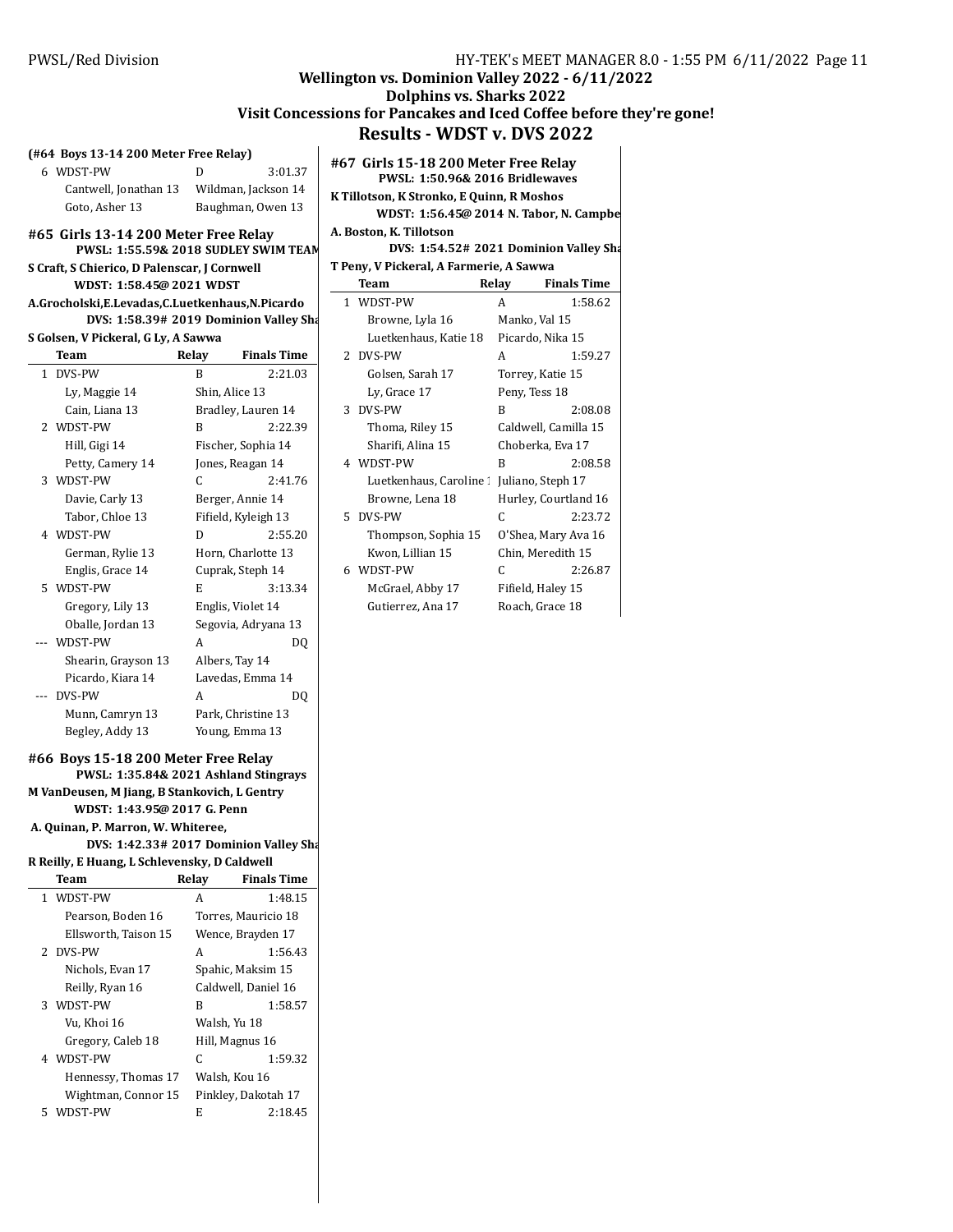# Wellington vs. Dominion Valley 2022 - 6/11/2022

## Dolphins vs. Sharks 2022

### Visit Concessions for Pancakes and Iced Coffee before they're gone!

## Results - WDST v. DVS 2022

**(#64 Boys 13-14 200 Meter Free Relay)**

| | Team | Relay | Finals Time |
|---|---|---|---|
| 6 | WDST-PW | D | 3:01.37 |
| | Cantwell, Jonathan 13 | Wildman, Jackson 14 | |
| | Goto, Asher 13 | Baughman, Owen 13 | |

### #65 Girls 13-14 200 Meter Free Relay

**PWSL: 1:55.59& 2018 SUDLEY SWIM TEAM**
**S Craft, S Chierico, D Palenscar, J Cornwell**
**WDST: 1:58.45@ 2021 WDST**
**A.Grocholski,E.Levadas,C.Luetkenhaus,N.Picardo**
**DVS: 1:58.39# 2019 Dominion Valley Sha**
**S Golsen, V Pickeral, G Ly, A Sawwa**

| | Team | Relay | Finals Time |
|---|---|---|---|
| 1 | DVS-PW | B | 2:21.03 |
| | Ly, Maggie 14 | Shin, Alice 13 | |
| | Cain, Liana 13 | Bradley, Lauren 14 | |
| 2 | WDST-PW | B | 2:22.39 |
| | Hill, Gigi 14 | Fischer, Sophia 14 | |
| | Petty, Camery 14 | Jones, Reagan 14 | |
| 3 | WDST-PW | C | 2:41.76 |
| | Davie, Carly 13 | Berger, Annie 14 | |
| | Tabor, Chloe 13 | Fifield, Kyleigh 13 | |
| 4 | WDST-PW | D | 2:55.20 |
| | German, Rylie 13 | Horn, Charlotte 13 | |
| | Englis, Grace 14 | Cuprak, Steph 14 | |
| 5 | WDST-PW | E | 3:13.34 |
| | Gregory, Lily 13 | Englis, Violet 14 | |
| | Oballe, Jordan 13 | Segovia, Adryana 13 | |
| --- | WDST-PW | A | DQ |
| | Shearin, Grayson 13 | Albers, Tay 14 | |
| | Picardo, Kiara 14 | Lavedas, Emma 14 | |
| --- | DVS-PW | A | DQ |
| | Munn, Camryn 13 | Park, Christine 13 | |
| | Begley, Addy 13 | Young, Emma 13 | |

### #66 Boys 15-18 200 Meter Free Relay

**PWSL: 1:35.84& 2021 Ashland Stingrays**
**M VanDeusen, M Jiang, B Stankovich, L Gentry**
**WDST: 1:43.95@ 2017 G. Penn**
**A. Quinan, P. Marron, W. Whiteree,**
**DVS: 1:42.33# 2017 Dominion Valley Sha**
**R Reilly, E Huang, L Schlevensky, D Caldwell**

| | Team | Relay | Finals Time |
|---|---|---|---|
| 1 | WDST-PW | A | 1:48.15 |
| | Pearson, Boden 16 | Torres, Mauricio 18 | |
| | Ellsworth, Taison 15 | Wence, Brayden 17 | |
| 2 | DVS-PW | A | 1:56.43 |
| | Nichols, Evan 17 | Spahic, Maksim 15 | |
| | Reilly, Ryan 16 | Caldwell, Daniel 16 | |
| 3 | WDST-PW | B | 1:58.57 |
| | Vu, Khoi 16 | Walsh, Yu 18 | |
| | Gregory, Caleb 18 | Hill, Magnus 16 | |
| 4 | WDST-PW | C | 1:59.32 |
| | Hennessy, Thomas 17 | Walsh, Kou 16 | |
| | Wightman, Connor 15 | Pinkley, Dakotah 17 | |
| 5 | WDST-PW | E | 2:18.45 |

### #67 Girls 15-18 200 Meter Free Relay

**PWSL: 1:50.96& 2016 Bridlewaves**
**K Tillotson, K Stronko, E Quinn, R Moshos**
**WDST: 1:56.45@ 2014 N. Tabor, N. Campbe**
**A. Boston, K. Tillotson**
**DVS: 1:54.52# 2021 Dominion Valley Sha**
**T Peny, V Pickeral, A Farmerie, A Sawwa**

| | Team | Relay | Finals Time |
|---|---|---|---|
| 1 | WDST-PW | A | 1:58.62 |
| | Browne, Lyla 16 | Manko, Val 15 | |
| | Luetkenhaus, Katie 18 | Picardo, Nika 15 | |
| 2 | DVS-PW | A | 1:59.27 |
| | Golsen, Sarah 17 | Torrey, Katie 15 | |
| | Ly, Grace 17 | Peny, Tess 18 | |
| 3 | DVS-PW | B | 2:08.08 |
| | Thoma, Riley 15 | Caldwell, Camilla 15 | |
| | Sharifi, Alina 15 | Choberka, Eva 17 | |
| 4 | WDST-PW | B | 2:08.58 |
| | Luetkenhaus, Caroline 1 | Juliano, Steph 17 | |
| | Browne, Lena 18 | Hurley, Courtland 16 | |
| 5 | DVS-PW | C | 2:23.72 |
| | Thompson, Sophia 15 | O'Shea, Mary Ava 16 | |
| | Kwon, Lillian 15 | Chin, Meredith 15 | |
| 6 | WDST-PW | C | 2:26.87 |
| | McGrael, Abby 17 | Fifield, Haley 15 | |
| | Gutierrez, Ana 17 | Roach, Grace 18 | |